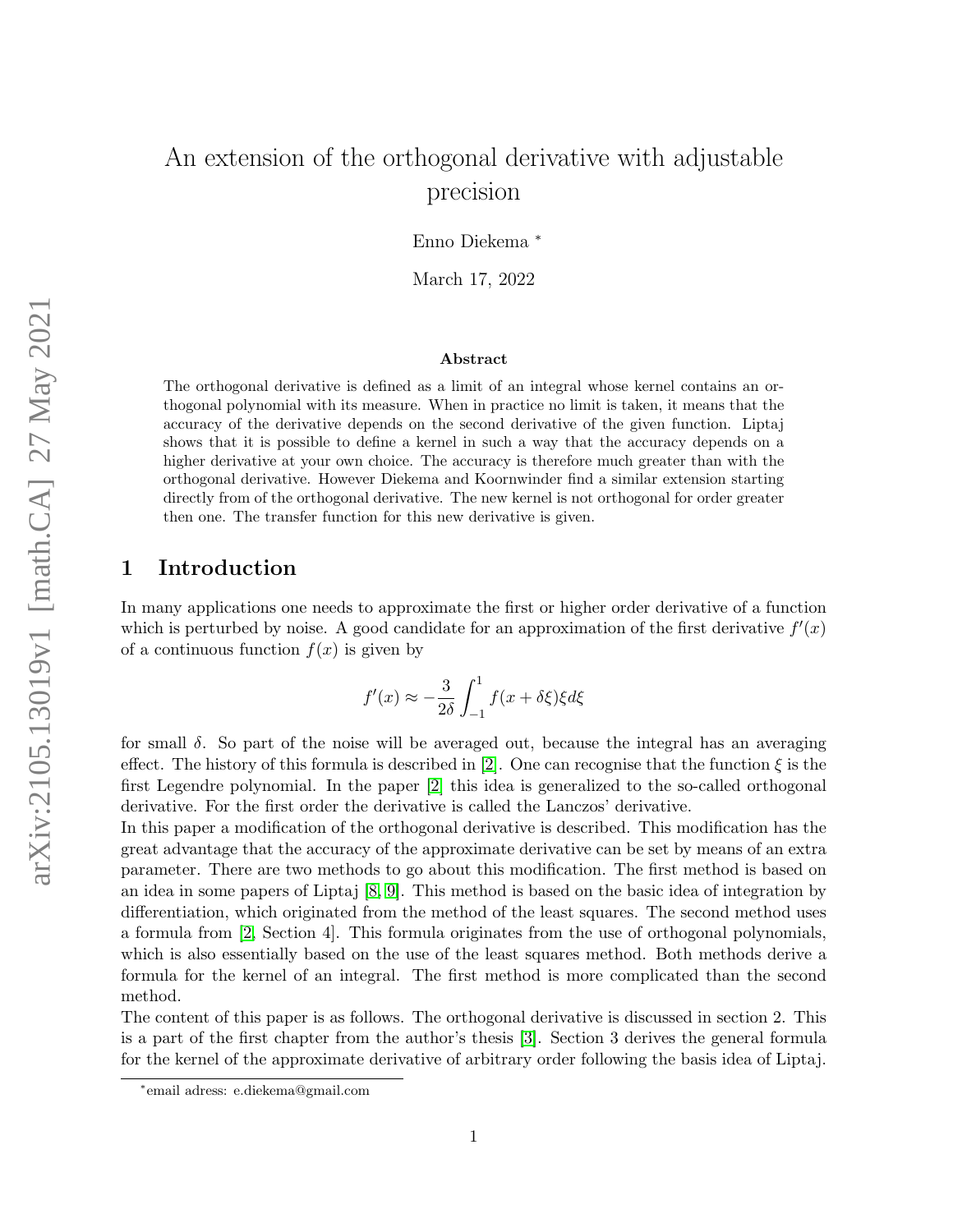# An extension of the orthogonal derivative with adjustable precision

Enno Diekema [*]

March 17, 2022

**Abstract**

The orthogonal derivative is defined as a limit of an integral whose kernel contains an orthogonal polynomial with its measure. When in practice no limit is taken, it means that the accuracy of the derivative depends on the second derivative of the given function. Liptaj shows that it is possible to define a kernel in such a way that the accuracy depends on a higher derivative at your own choice. The accuracy is therefore much greater than with the orthogonal derivative. However Diekema and Koornwinder find a similar extension starting directly from of the orthogonal derivative. The new kernel is not orthogonal for order greater then one. The transfer function for this new derivative is given.

## 1 Introduction

In many applications one needs to approximate the first or higher order derivative of a function which is perturbed by noise. A good candidate for an approximation of the first derivative $f'(x)$ of a continuous function $f(x)$ is given by

$$f'(x) \approx -\frac{3}{2\delta}\int_{-1}^{1} f(x+\delta\xi)\xi d\xi$$

for small $\delta$. So part of the noise will be averaged out, because the integral has an averaging effect. The history of this formula is described in [2]. One can recognise that the function $\xi$ is the first Legendre polynomial. In the paper [2] this idea is generalized to the so-called orthogonal derivative. For the first order the derivative is called the Lanczos' derivative.

In this paper a modification of the orthogonal derivative is described. This modification has the great advantage that the accuracy of the approximate derivative can be set by means of an extra parameter. There are two methods to go about this modification. The first method is based on an idea in some papers of Liptaj [8, 9]. This method is based on the basic idea of integration by differentiation, which originated from the method of the least squares. The second method uses a formula from [2, Section 4]. This formula originates from the use of orthogonal polynomials, which is also essentially based on the use of the least squares method. Both methods derive a formula for the kernel of an integral. The first method is more complicated than the second method.

The content of this paper is as follows. The orthogonal derivative is discussed in section 2. This is a part of the first chapter from the author's thesis [3]. Section 3 derives the general formula for the kernel of the approximate derivative of arbitrary order following the basis idea of Liptaj.

[*] email adress: e.diekema@gmail.com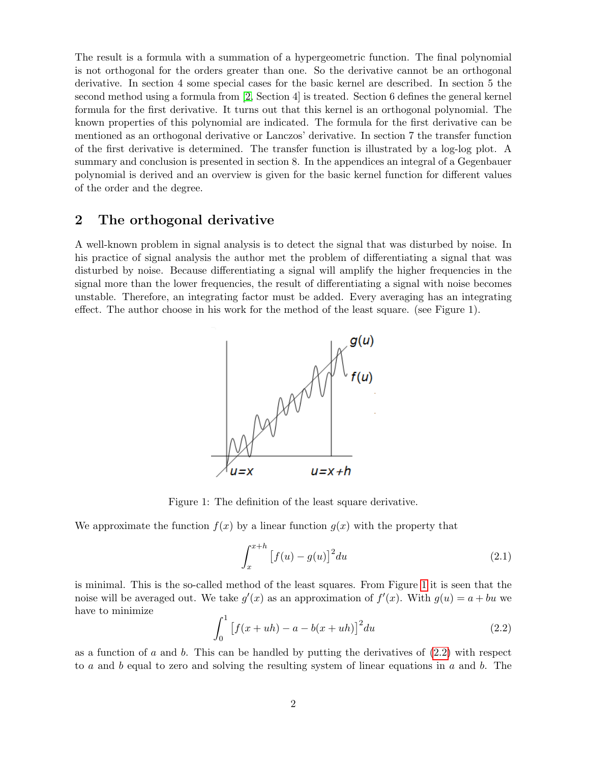The result is a formula with a summation of a hypergeometric function. The final polynomial is not orthogonal for the orders greater than one. So the derivative cannot be an orthogonal derivative. In section 4 some special cases for the basic kernel are described. In section 5 the second method using a formula from [2, Section 4] is treated. Section 6 defines the general kernel formula for the first derivative. It turns out that this kernel is an orthogonal polynomial. The known properties of this polynomial are indicated. The formula for the first derivative can be mentioned as an orthogonal derivative or Lanczos' derivative. In section 7 the transfer function of the first derivative is determined. The transfer function is illustrated by a log-log plot. A summary and conclusion is presented in section 8. In the appendices an integral of a Gegenbauer polynomial is derived and an overview is given for the basic kernel function for different values of the order and the degree.

## 2 The orthogonal derivative

A well-known problem in signal analysis is to detect the signal that was disturbed by noise. In his practice of signal analysis the author met the problem of differentiating a signal that was disturbed by noise. Because differentiating a signal will amplify the higher frequencies in the signal more than the lower frequencies, the result of differentiating a signal with noise becomes unstable. Therefore, an integrating factor must be added. Every averaging has an integrating effect. The author choose in his work for the method of the least square. (see Figure 1).

Figure 1: The definition of the least square derivative.

We approximate the function $f(x)$ by a linear function $g(x)$ with the property that

$$\int_x^{x+h} \left[f(u) - g(u)\right]^2 du \tag{2.1}$$

is minimal. This is the so-called method of the least squares. From Figure 1 it is seen that the noise will be averaged out. We take $g'(x)$ as an approximation of $f'(x)$. With $g(u) = a + bu$ we have to minimize

$$\int_0^1 \left[f(x+uh) - a - b(x+uh)\right]^2 du \tag{2.2}$$

as a function of $a$ and $b$. This can be handled by putting the derivatives of (2.2) with respect to $a$ and $b$ equal to zero and solving the resulting system of linear equations in $a$ and $b$. The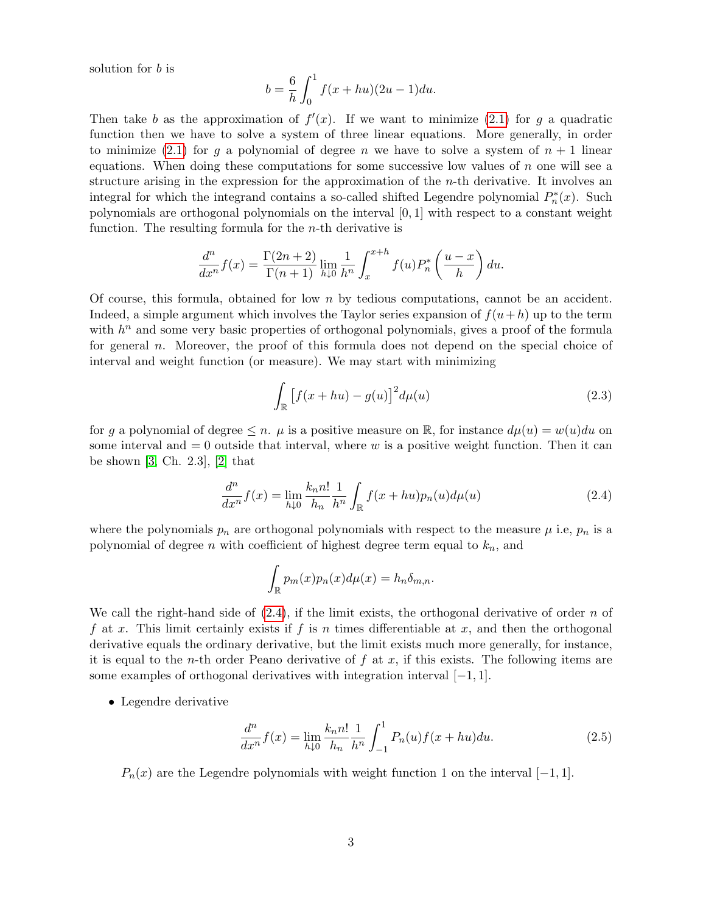solution for $b$ is

$$b = \frac{6}{h} \int_0^1 f(x + hu)(2u - 1)du.$$

Then take $b$ as the approximation of $f'(x)$. If we want to minimize (2.1) for $g$ a quadratic function then we have to solve a system of three linear equations. More generally, in order to minimize (2.1) for $g$ a polynomial of degree $n$ we have to solve a system of $n+1$ linear equations. When doing these computations for some successive low values of $n$ one will see a structure arising in the expression for the approximation of the $n$-th derivative. It involves an integral for which the integrand contains a so-called shifted Legendre polynomial $P_n^*(x)$. Such polynomials are orthogonal polynomials on the interval $[0, 1]$ with respect to a constant weight function. The resulting formula for the $n$-th derivative is

$$\frac{d^n}{dx^n} f(x) = \frac{\Gamma(2n+2)}{\Gamma(n+1)} \lim_{h \downarrow 0} \frac{1}{h^n} \int_x^{x+h} f(u) P_n^* \left( \frac{u - x}{h} \right) du.$$

Of course, this formula, obtained for low $n$ by tedious computations, cannot be an accident. Indeed, a simple argument which involves the Taylor series expansion of $f(u+h)$ up to the term with $h^n$ and some very basic properties of orthogonal polynomials, gives a proof of the formula for general $n$. Moreover, the proof of this formula does not depend on the special choice of interval and weight function (or measure). We may start with minimizing

$$\int_{\mathbb{R}} \big[ f(x + hu) - g(u) \big]^2 d\mu(u) \tag{2.3}$$

for $g$ a polynomial of degree $\leq n$. $\mu$ is a positive measure on $\mathbb{R}$, for instance $d\mu(u) = w(u)du$ on some interval and $= 0$ outside that interval, where $w$ is a positive weight function. Then it can be shown [3, Ch. 2.3], [2] that

$$\frac{d^n}{dx^n} f(x) = \lim_{h \downarrow 0} \frac{k_n n!}{h_n} \frac{1}{h^n} \int_{\mathbb{R}} f(x + hu) p_n(u) d\mu(u) \tag{2.4}$$

where the polynomials $p_n$ are orthogonal polynomials with respect to the measure $\mu$ i.e, $p_n$ is a polynomial of degree $n$ with coefficient of highest degree term equal to $k_n$, and

$$\int_{\mathbb{R}} p_m(x) p_n(x) d\mu(x) = h_n \delta_{m,n}.$$

We call the right-hand side of (2.4), if the limit exists, the orthogonal derivative of order $n$ of $f$ at $x$. This limit certainly exists if $f$ is $n$ times differentiable at $x$, and then the orthogonal derivative equals the ordinary derivative, but the limit exists much more generally, for instance, it is equal to the $n$-th order Peano derivative of $f$ at $x$, if this exists. The following items are some examples of orthogonal derivatives with integration interval $[-1, 1]$.

- Legendre derivative

$$\frac{d^n}{dx^n} f(x) = \lim_{h \downarrow 0} \frac{k_n n!}{h_n} \frac{1}{h^n} \int_{-1}^1 P_n(u) f(x + hu) du. \tag{2.5}$$

  $P_n(x)$ are the Legendre polynomials with weight function 1 on the interval $[-1, 1]$.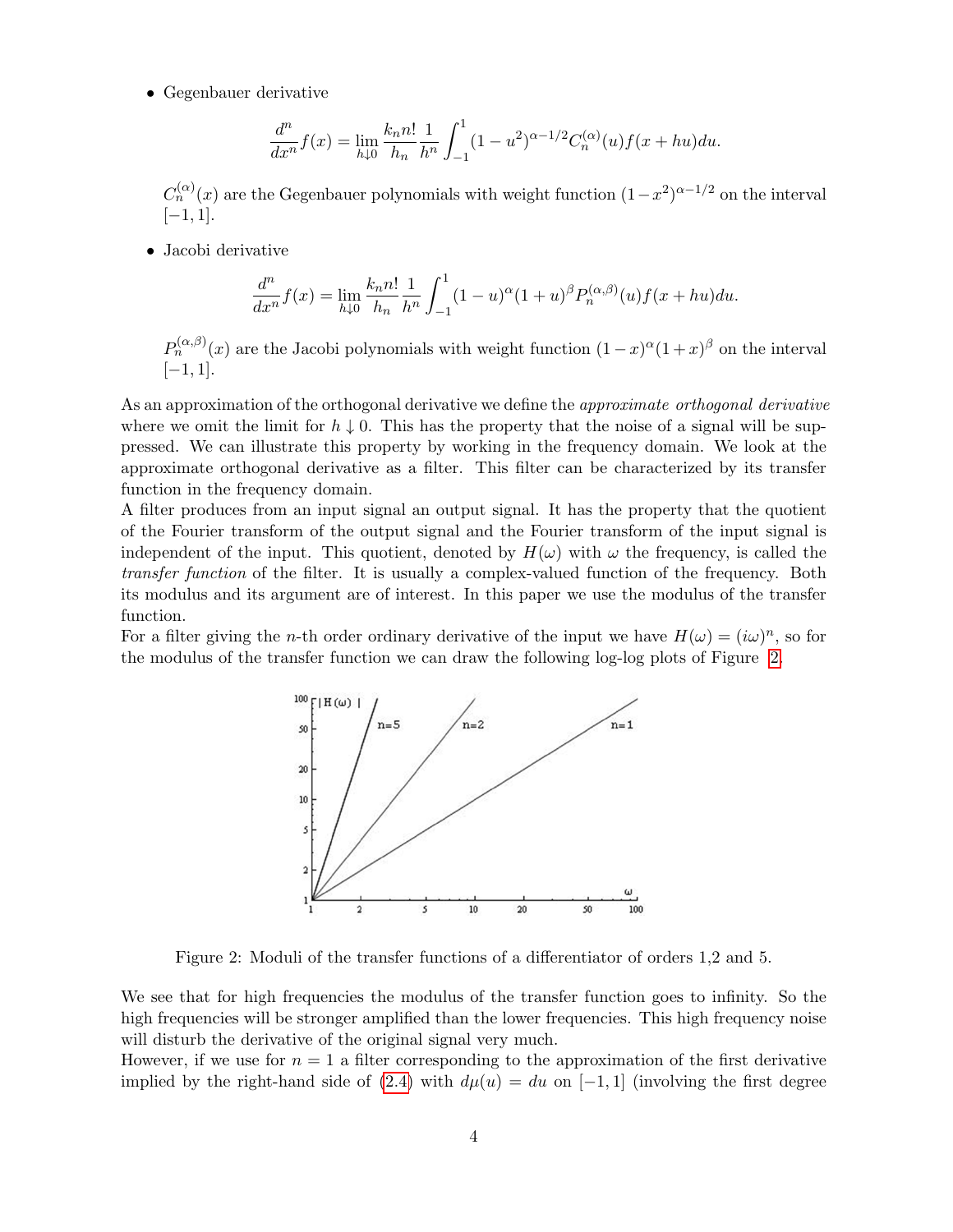- Gegenbauer derivative

$$\frac{d^n}{dx^n}f(x) = \lim_{h\downarrow 0} \frac{k_n n!}{h_n} \frac{1}{h^n} \int_{-1}^{1} (1-u^2)^{\alpha-1/2} C_n^{(\alpha)}(u) f(x+hu)du.$$

$C_n^{(\alpha)}(x)$ are the Gegenbauer polynomials with weight function $(1-x^2)^{\alpha-1/2}$ on the interval $[-1,1]$.

- Jacobi derivative

$$\frac{d^n}{dx^n}f(x) = \lim_{h\downarrow 0} \frac{k_n n!}{h_n} \frac{1}{h^n} \int_{-1}^{1} (1-u)^{\alpha}(1+u)^{\beta} P_n^{(\alpha,\beta)}(u) f(x+hu)du.$$

$P_n^{(\alpha,\beta)}(x)$ are the Jacobi polynomials with weight function $(1-x)^{\alpha}(1+x)^{\beta}$ on the interval $[-1,1]$.

As an approximation of the orthogonal derivative we define the *approximate orthogonal derivative* where we omit the limit for $h \downarrow 0$. This has the property that the noise of a signal will be suppressed. We can illustrate this property by working in the frequency domain. We look at the approximate orthogonal derivative as a filter. This filter can be characterized by its transfer function in the frequency domain.
A filter produces from an input signal an output signal. It has the property that the quotient of the Fourier transform of the output signal and the Fourier transform of the input signal is independent of the input. This quotient, denoted by $H(\omega)$ with $\omega$ the frequency, is called the *transfer function* of the filter. It is usually a complex-valued function of the frequency. Both its modulus and its argument are of interest. In this paper we use the modulus of the transfer function.
For a filter giving the $n$-th order ordinary derivative of the input we have $H(\omega) = (i\omega)^n$, so for the modulus of the transfer function we can draw the following log-log plots of Figure 2.

Figure 2: Moduli of the transfer functions of a differentiator of orders 1,2 and 5.

We see that for high frequencies the modulus of the transfer function goes to infinity. So the high frequencies will be stronger amplified than the lower frequencies. This high frequency noise will disturb the derivative of the original signal very much.
However, if we use for $n = 1$ a filter corresponding to the approximation of the first derivative implied by the right-hand side of (2.4) with $d\mu(u) = du$ on $[-1,1]$ (involving the first degree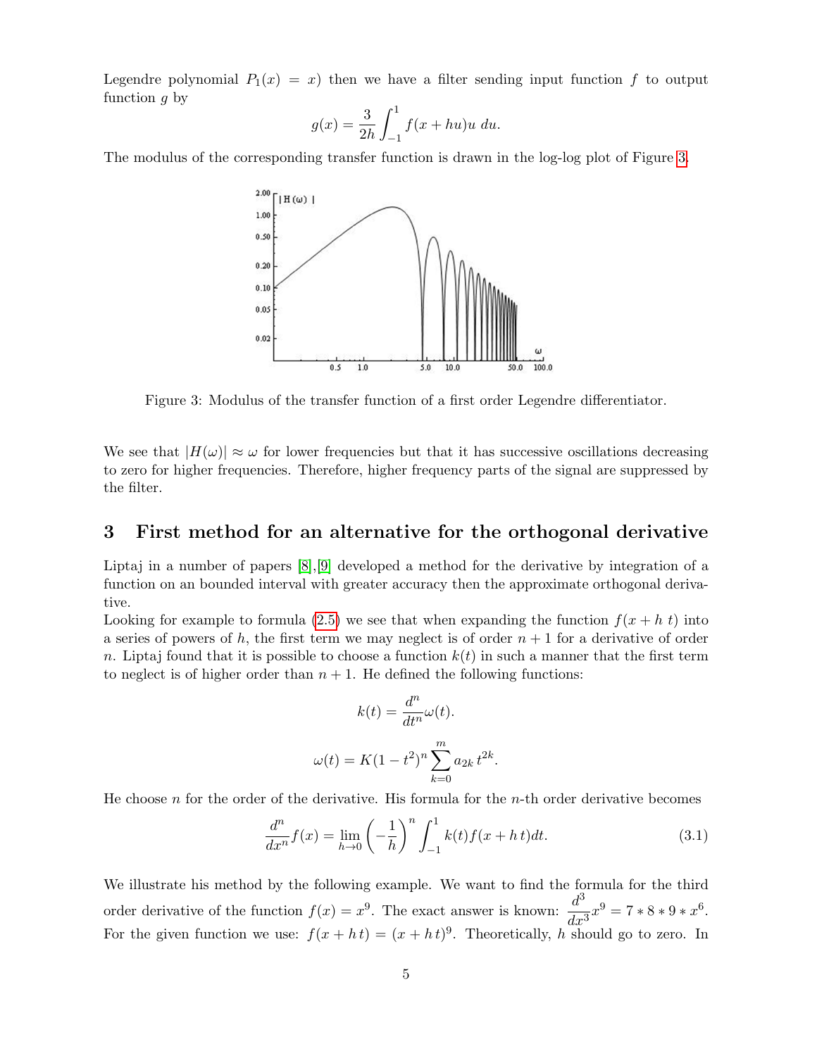Legendre polynomial $P_1(x) = x$) then we have a filter sending input function $f$ to output function $g$ by

$$g(x) = \frac{3}{2h} \int_{-1}^{1} f(x + hu)u \, du.$$

The modulus of the corresponding transfer function is drawn in the log-log plot of Figure 3.

Figure 3: Modulus of the transfer function of a first order Legendre differentiator.

We see that $|H(\omega)| \approx \omega$ for lower frequencies but that it has successive oscillations decreasing to zero for higher frequencies. Therefore, higher frequency parts of the signal are suppressed by the filter.

## 3 First method for an alternative for the orthogonal derivative

Liptaj in a number of papers [8],[9] developed a method for the derivative by integration of a function on an bounded interval with greater accuracy then the approximate orthogonal derivative.

Looking for example to formula (2.5) we see that when expanding the function $f(x + h\,t)$ into a series of powers of $h$, the first term we may neglect is of order $n + 1$ for a derivative of order $n$. Liptaj found that it is possible to choose a function $k(t)$ in such a manner that the first term to neglect is of higher order than $n + 1$. He defined the following functions:

$$k(t) = \frac{d^n}{dt^n}\omega(t).$$

$$\omega(t) = K(1 - t^2)^n \sum_{k=0}^{m} a_{2k}\, t^{2k}.$$

He choose $n$ for the order of the derivative. His formula for the $n$-th order derivative becomes

$$\frac{d^n}{dx^n} f(x) = \lim_{h \to 0} \left(-\frac{1}{h}\right)^n \int_{-1}^{1} k(t) f(x + h\,t) dt. \tag{3.1}$$

We illustrate his method by the following example. We want to find the formula for the third order derivative of the function $f(x) = x^9$. The exact answer is known: $\dfrac{d^3}{dx^3}x^9 = 7 * 8 * 9 * x^6$. For the given function we use: $f(x + h\,t) = (x + h\,t)^9$. Theoretically, $h$ should go to zero. In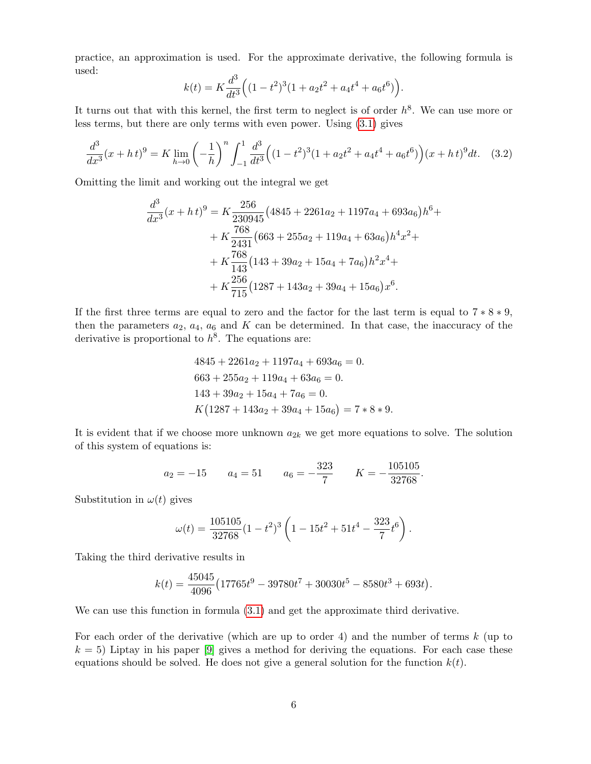practice, an approximation is used. For the approximate derivative, the following formula is used:

$$k(t) = K\frac{d^3}{dt^3}\Big((1-t^2)^3(1+a_2t^2+a_4t^4+a_6t^6)\Big).$$

It turns out that with this kernel, the first term to neglect is of order $h^8$. We can use more or less terms, but there are only terms with even power. Using (3.1) gives

$$\frac{d^3}{dx^3}(x+h\,t)^9 = K\lim_{h\to 0}\left(-\frac{1}{h}\right)^n\int_{-1}^{1}\frac{d^3}{dt^3}\Big((1-t^2)^3(1+a_2t^2+a_4t^4+a_6t^6)\Big)(x+h\,t)^9dt. \quad (3.2)$$

Omitting the limit and working out the integral we get

$$\begin{aligned}\frac{d^3}{dx^3}(x+h\,t)^9 = {} & K\frac{256}{230945}\big(4845+2261a_2+1197a_4+693a_6\big)h^6+\\ & + K\frac{768}{2431}\big(663+255a_2+119a_4+63a_6\big)h^4x^2+\\ & + K\frac{768}{143}\big(143+39a_2+15a_4+7a_6\big)h^2x^4+\\ & + K\frac{256}{715}\big(1287+143a_2+39a_4+15a_6\big)x^6.\end{aligned}$$

If the first three terms are equal to zero and the factor for the last term is equal to $7*8*9$, then the parameters $a_2$, $a_4$, $a_6$ and $K$ can be determined. In that case, the inaccuracy of the derivative is proportional to $h^8$. The equations are:

$$\begin{aligned}&4845+2261a_2+1197a_4+693a_6 = 0.\\ &663+255a_2+119a_4+63a_6 = 0.\\ &143+39a_2+15a_4+7a_6 = 0.\\ &K\big(1287+143a_2+39a_4+15a_6\big) = 7*8*9.\end{aligned}$$

It is evident that if we choose more unknown $a_{2k}$ we get more equations to solve. The solution of this system of equations is:

$$a_2 = -15 \qquad a_4 = 51 \qquad a_6 = -\frac{323}{7} \qquad K = -\frac{105105}{32768}.$$

Substitution in $\omega(t)$ gives

$$\omega(t) = \frac{105105}{32768}(1-t^2)^3\left(1-15t^2+51t^4-\frac{323}{7}t^6\right).$$

Taking the third derivative results in

$$k(t) = \frac{45045}{4096}\big(17765t^9-39780t^7+30030t^5-8580t^3+693t\big).$$

We can use this function in formula (3.1) and get the approximate third derivative.

For each order of the derivative (which are up to order 4) and the number of terms $k$ (up to $k=5$) Liptay in his paper [9] gives a method for deriving the equations. For each case these equations should be solved. He does not give a general solution for the function $k(t)$.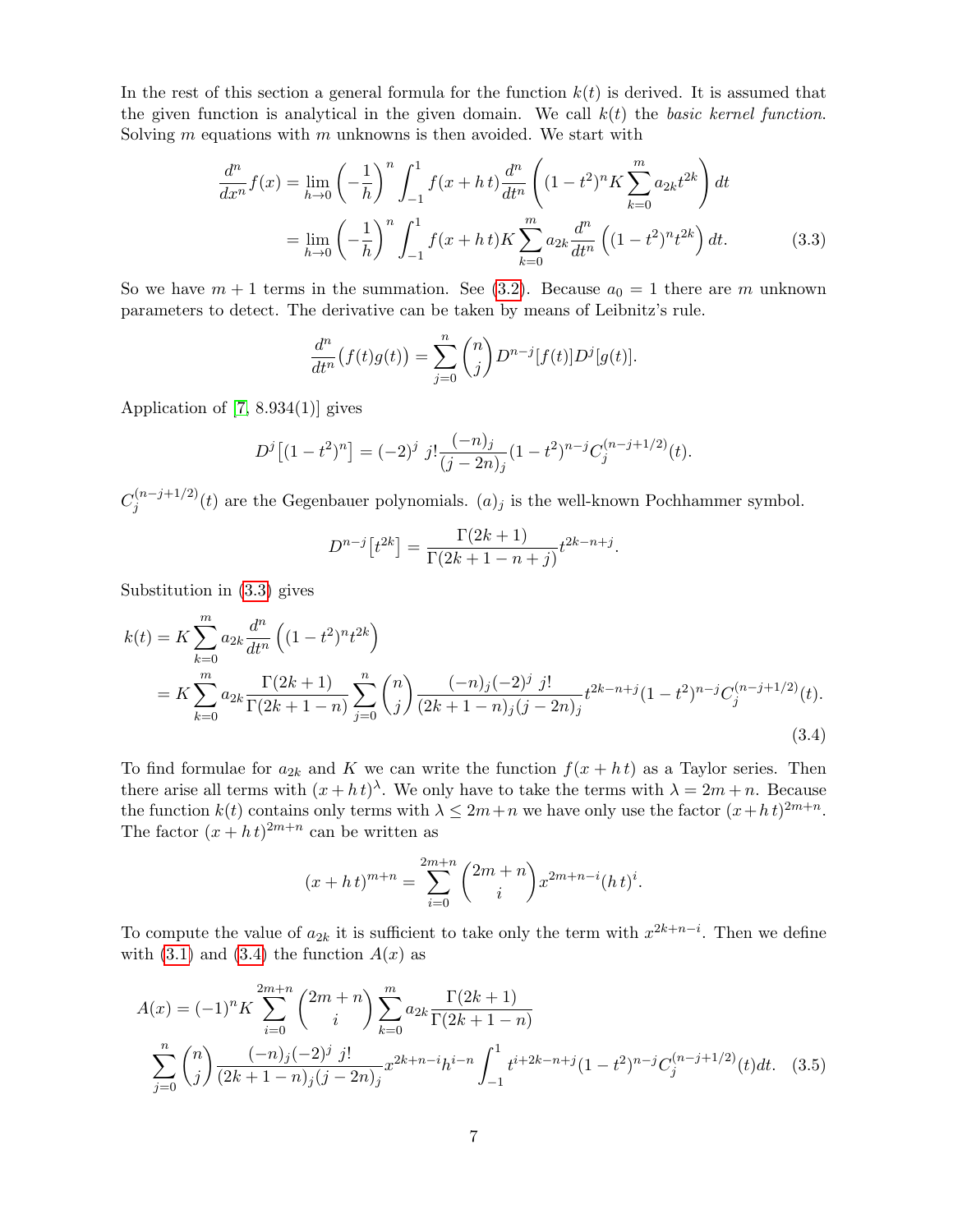In the rest of this section a general formula for the function $k(t)$ is derived. It is assumed that the given function is analytical in the given domain. We call $k(t)$ the *basic kernel function*. Solving $m$ equations with $m$ unknowns is then avoided. We start with

$$
\begin{aligned}
\frac{d^n}{dx^n}f(x) &= \lim_{h\to 0}\left(-\frac{1}{h}\right)^n \int_{-1}^{1} f(x+h\,t)\frac{d^n}{dt^n}\left((1-t^2)^n K\sum_{k=0}^{m} a_{2k}t^{2k}\right)dt \\
&= \lim_{h\to 0}\left(-\frac{1}{h}\right)^n \int_{-1}^{1} f(x+h\,t) K\sum_{k=0}^{m} a_{2k}\frac{d^n}{dt^n}\left((1-t^2)^n t^{2k}\right)dt. \qquad (3.3)
\end{aligned}
$$

So we have $m+1$ terms in the summation. See (3.2). Because $a_0 = 1$ there are $m$ unknown parameters to detect. The derivative can be taken by means of Leibnitz's rule.

$$
\frac{d^n}{dt^n}\big(f(t)g(t)\big) = \sum_{j=0}^{n}\binom{n}{j}D^{n-j}[f(t)]D^j[g(t)].
$$

Application of [7, 8.934(1)] gives

$$
D^j\big[(1-t^2)^n\big] = (-2)^j\; j!\frac{(-n)_j}{(j-2n)_j}(1-t^2)^{n-j}C_j^{(n-j+1/2)}(t).
$$

$C_j^{(n-j+1/2)}(t)$ are the Gegenbauer polynomials. $(a)_j$ is the well-known Pochhammer symbol.

$$
D^{n-j}\big[t^{2k}\big] = \frac{\Gamma(2k+1)}{\Gamma(2k+1-n+j)}t^{2k-n+j}.
$$

Substitution in (3.3) gives

$$
\begin{aligned}
k(t) &= K\sum_{k=0}^{m} a_{2k}\frac{d^n}{dt^n}\left((1-t^2)^n t^{2k}\right) \\
&= K\sum_{k=0}^{m} a_{2k}\frac{\Gamma(2k+1)}{\Gamma(2k+1-n)}\sum_{j=0}^{n}\binom{n}{j}\frac{(-n)_j(-2)^j\; j!}{(2k+1-n)_j(j-2n)_j}t^{2k-n+j}(1-t^2)^{n-j}C_j^{(n-j+1/2)}(t).
\end{aligned}
\qquad (3.4)
$$

To find formulae for $a_{2k}$ and $K$ we can write the function $f(x+h\,t)$ as a Taylor series. Then there arise all terms with $(x+h\,t)^\lambda$. We only have to take the terms with $\lambda = 2m+n$. Because the function $k(t)$ contains only terms with $\lambda \le 2m+n$ we have only use the factor $(x+h\,t)^{2m+n}$. The factor $(x+h\,t)^{2m+n}$ can be written as

$$
(x+h\,t)^{m+n} = \sum_{i=0}^{2m+n}\binom{2m+n}{i}x^{2m+n-i}(h\,t)^i.
$$

To compute the value of $a_{2k}$ it is sufficient to take only the term with $x^{2k+n-i}$. Then we define with (3.1) and (3.4) the function $A(x)$ as

$$
\begin{aligned}
A(x) = (-1)^n K &\sum_{i=0}^{2m+n}\binom{2m+n}{i}\sum_{k=0}^{m} a_{2k}\frac{\Gamma(2k+1)}{\Gamma(2k+1-n)} \\
&\sum_{j=0}^{n}\binom{n}{j}\frac{(-n)_j(-2)^j\; j!}{(2k+1-n)_j(j-2n)_j}x^{2k+n-i}h^{i-n}\int_{-1}^{1} t^{i+2k-n+j}(1-t^2)^{n-j}C_j^{(n-j+1/2)}(t)dt. \qquad (3.5)
\end{aligned}
$$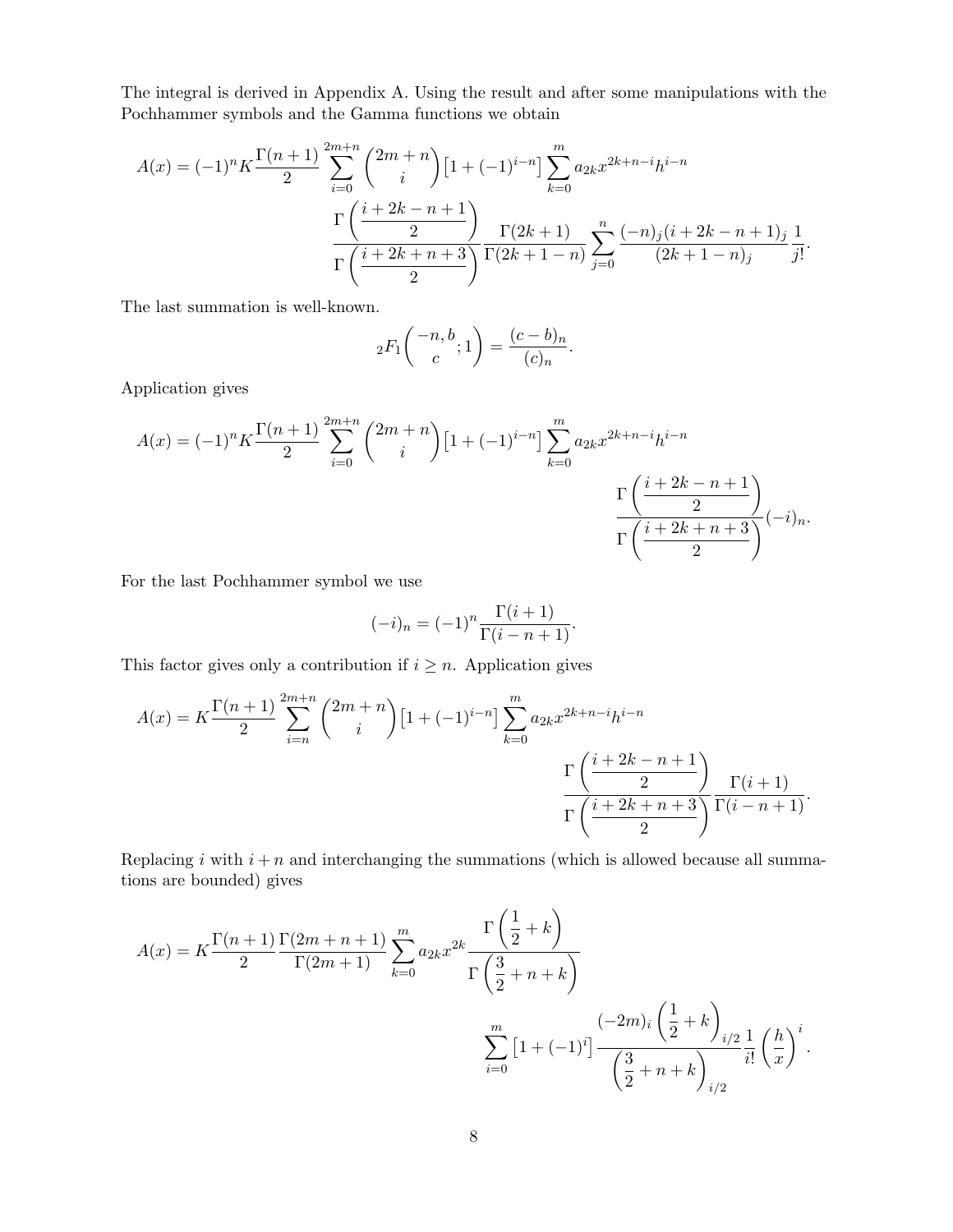The integral is derived in Appendix A. Using the result and after some manipulations with the Pochhammer symbols and the Gamma functions we obtain

$$
A(x) = (-1)^n K \frac{\Gamma(n+1)}{2} \sum_{i=0}^{2m+n} \binom{2m+n}{i} \left[1+(-1)^{i-n}\right] \sum_{k=0}^{m} a_{2k} x^{2k+n-i} h^{i-n}
\frac{\Gamma\left(\dfrac{i+2k-n+1}{2}\right)}{\Gamma\left(\dfrac{i+2k+n+3}{2}\right)} \frac{\Gamma(2k+1)}{\Gamma(2k+1-n)} \sum_{j=0}^{n} \frac{(-n)_j (i+2k-n+1)_j}{(2k+1-n)_j} \frac{1}{j!}.
$$

The last summation is well-known.

$$
{}_2F_1\left(\begin{matrix}-n, b\\ c\end{matrix}; 1\right) = \frac{(c-b)_n}{(c)_n}.
$$

Application gives

$$
A(x) = (-1)^n K \frac{\Gamma(n+1)}{2} \sum_{i=0}^{2m+n} \binom{2m+n}{i} \left[1+(-1)^{i-n}\right] \sum_{k=0}^{m} a_{2k} x^{2k+n-i} h^{i-n}
\frac{\Gamma\left(\dfrac{i+2k-n+1}{2}\right)}{\Gamma\left(\dfrac{i+2k+n+3}{2}\right)} (-i)_n.
$$

For the last Pochhammer symbol we use

$$
(-i)_n = (-1)^n \frac{\Gamma(i+1)}{\Gamma(i-n+1)}.
$$

This factor gives only a contribution if $i \geq n$. Application gives

$$
A(x) = K \frac{\Gamma(n+1)}{2} \sum_{i=n}^{2m+n} \binom{2m+n}{i} \left[1+(-1)^{i-n}\right] \sum_{k=0}^{m} a_{2k} x^{2k+n-i} h^{i-n}
\frac{\Gamma\left(\dfrac{i+2k-n+1}{2}\right)}{\Gamma\left(\dfrac{i+2k+n+3}{2}\right)} \frac{\Gamma(i+1)}{\Gamma(i-n+1)}.
$$

Replacing $i$ with $i+n$ and interchanging the summations (which is allowed because all summations are bounded) gives

$$
A(x) = K \frac{\Gamma(n+1)}{2} \frac{\Gamma(2m+n+1)}{\Gamma(2m+1)} \sum_{k=0}^{m} a_{2k} x^{2k} \frac{\Gamma\left(\dfrac{1}{2}+k\right)}{\Gamma\left(\dfrac{3}{2}+n+k\right)}
\sum_{i=0}^{m} \left[1+(-1)^i\right] \frac{(-2m)_i \left(\dfrac{1}{2}+k\right)_{i/2}}{\left(\dfrac{3}{2}+n+k\right)_{i/2}} \frac{1}{i!} \left(\frac{h}{x}\right)^i.
$$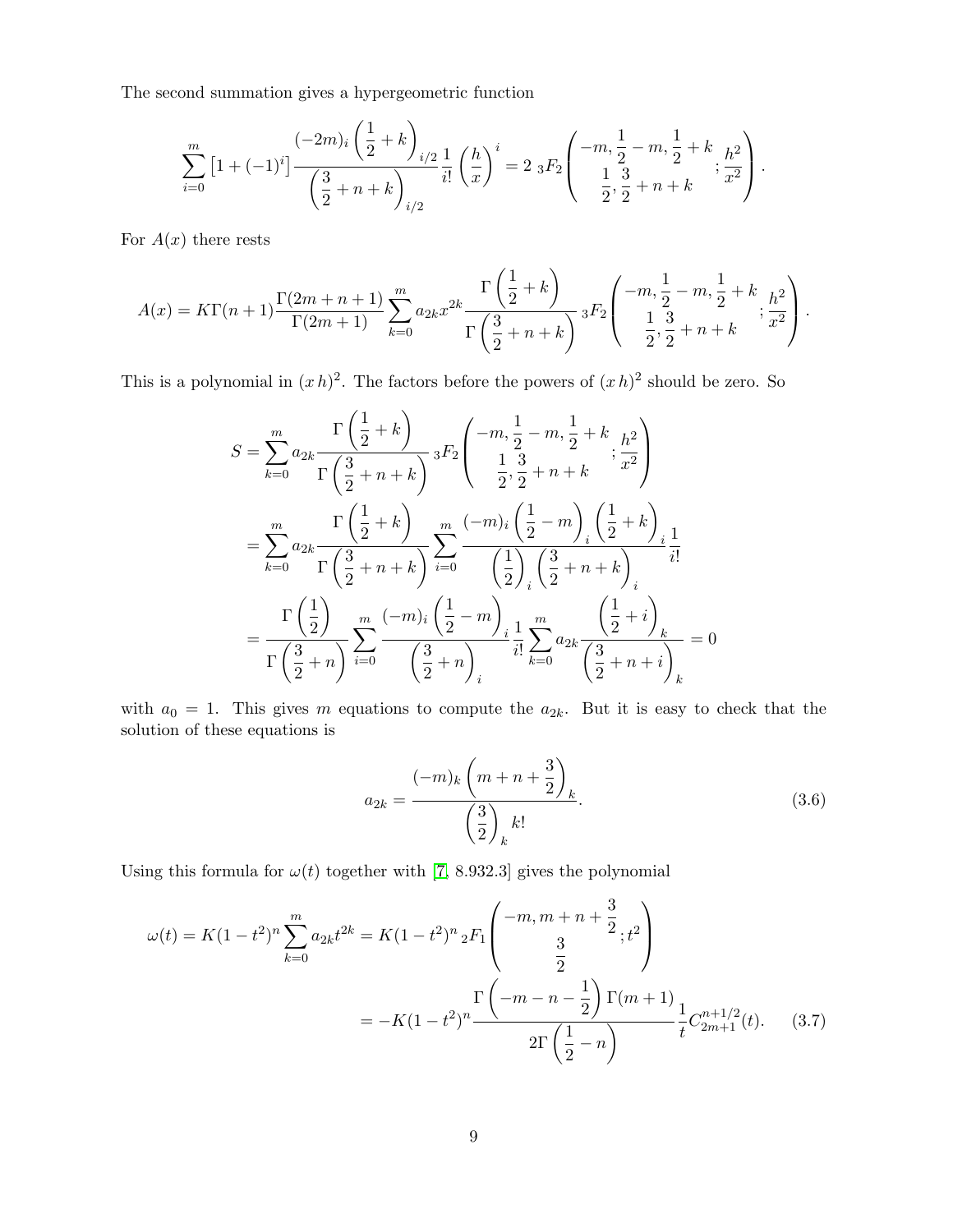The second summation gives a hypergeometric function

$$\sum_{i=0}^{m}\left[1+(-1)^i\right]\frac{(-2m)_i\left(\dfrac{1}{2}+k\right)_{i/2}}{\left(\dfrac{3}{2}+n+k\right)_{i/2}}\frac{1}{i!}\left(\frac{h}{x}\right)^i = 2\;{}_3F_2\left(\begin{matrix}-m,\dfrac{1}{2}-m,\dfrac{1}{2}+k\\ \dfrac{1}{2},\dfrac{3}{2}+n+k\end{matrix};\frac{h^2}{x^2}\right).$$

For $A(x)$ there rests

$$A(x)=K\Gamma(n+1)\frac{\Gamma(2m+n+1)}{\Gamma(2m+1)}\sum_{k=0}^{m}a_{2k}x^{2k}\frac{\Gamma\left(\dfrac{1}{2}+k\right)}{\Gamma\left(\dfrac{3}{2}+n+k\right)}\;{}_3F_2\left(\begin{matrix}-m,\dfrac{1}{2}-m,\dfrac{1}{2}+k\\ \dfrac{1}{2},\dfrac{3}{2}+n+k\end{matrix};\frac{h^2}{x^2}\right).$$

This is a polynomial in $(x\,h)^2$. The factors before the powers of $(x\,h)^2$ should be zero. So

$$\begin{aligned}
S&=\sum_{k=0}^{m}a_{2k}\frac{\Gamma\left(\dfrac{1}{2}+k\right)}{\Gamma\left(\dfrac{3}{2}+n+k\right)}\;{}_3F_2\left(\begin{matrix}-m,\dfrac{1}{2}-m,\dfrac{1}{2}+k\\ \dfrac{1}{2},\dfrac{3}{2}+n+k\end{matrix};\frac{h^2}{x^2}\right)\\
&=\sum_{k=0}^{m}a_{2k}\frac{\Gamma\left(\dfrac{1}{2}+k\right)}{\Gamma\left(\dfrac{3}{2}+n+k\right)}\sum_{i=0}^{m}\frac{(-m)_i\left(\dfrac{1}{2}-m\right)_i\left(\dfrac{1}{2}+k\right)_i}{\left(\dfrac{1}{2}\right)_i\left(\dfrac{3}{2}+n+k\right)_i}\frac{1}{i!}\\
&=\frac{\Gamma\left(\dfrac{1}{2}\right)}{\Gamma\left(\dfrac{3}{2}+n\right)}\sum_{i=0}^{m}\frac{(-m)_i\left(\dfrac{1}{2}-m\right)_i}{\left(\dfrac{3}{2}+n\right)_i}\frac{1}{i!}\sum_{k=0}^{m}a_{2k}\frac{\left(\dfrac{1}{2}+i\right)_k}{\left(\dfrac{3}{2}+n+i\right)_k}=0
\end{aligned}$$

with $a_0=1$. This gives $m$ equations to compute the $a_{2k}$. But it is easy to check that the solution of these equations is

$$a_{2k}=\frac{(-m)_k\left(m+n+\dfrac{3}{2}\right)_k}{\left(\dfrac{3}{2}\right)_k k!}. \tag{3.6}$$

Using this formula for $\omega(t)$ together with [7, 8.932.3] gives the polynomial

$$\begin{aligned}
\omega(t)=K(1-t^2)^n\sum_{k=0}^{m}a_{2k}t^{2k}&=K(1-t^2)^n\;{}_2F_1\left(\begin{matrix}-m,m+n+\dfrac{3}{2}\\ \dfrac{3}{2}\end{matrix};t^2\right)\\
&=-K(1-t^2)^n\frac{\Gamma\left(-m-n-\dfrac{1}{2}\right)\Gamma(m+1)}{2\Gamma\left(\dfrac{1}{2}-n\right)}\frac{1}{t}C_{2m+1}^{n+1/2}(t).
\end{aligned} \tag{3.7}$$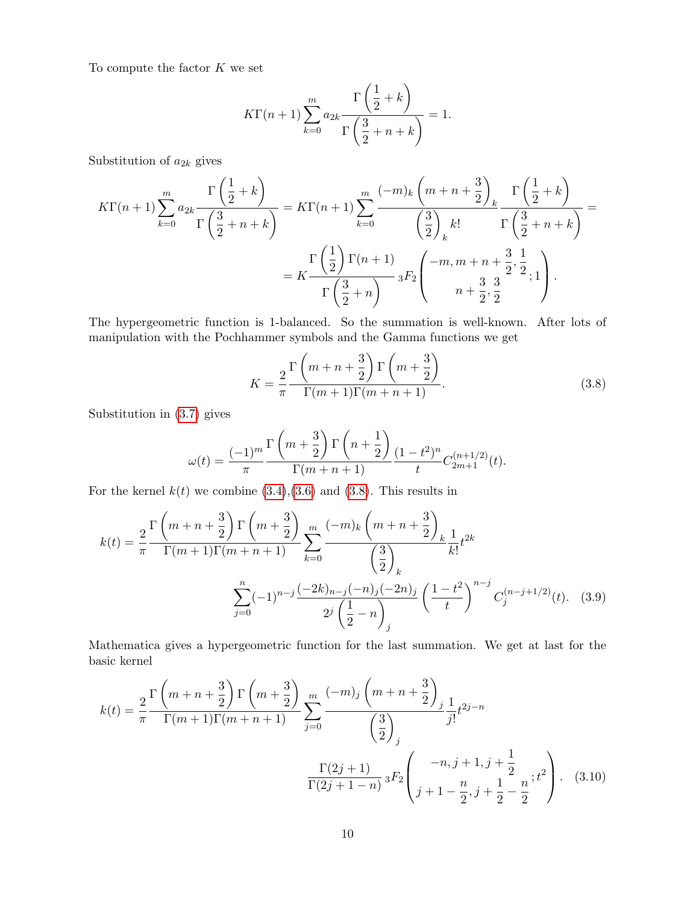To compute the factor $K$ we set

$$K\Gamma(n+1)\sum_{k=0}^{m} a_{2k}\frac{\Gamma\left(\frac{1}{2}+k\right)}{\Gamma\left(\frac{3}{2}+n+k\right)}=1.$$

Substitution of $a_{2k}$ gives

$$K\Gamma(n+1)\sum_{k=0}^{m} a_{2k}\frac{\Gamma\left(\frac{1}{2}+k\right)}{\Gamma\left(\frac{3}{2}+n+k\right)}=K\Gamma(n+1)\sum_{k=0}^{m}\frac{(-m)_k\left(m+n+\frac{3}{2}\right)_k}{\left(\frac{3}{2}\right)_k k!}\frac{\Gamma\left(\frac{1}{2}+k\right)}{\Gamma\left(\frac{3}{2}+n+k\right)}=$$

$$=K\frac{\Gamma\left(\frac{1}{2}\right)\Gamma(n+1)}{\Gamma\left(\frac{3}{2}+n\right)}\,{}_3F_2\left(\begin{matrix}-m, m+n+\frac{3}{2}, \frac{1}{2}\\ n+\frac{3}{2}, \frac{3}{2}\end{matrix};1\right).$$

The hypergeometric function is 1-balanced. So the summation is well-known. After lots of manipulation with the Pochhammer symbols and the Gamma functions we get

$$K=\frac{2}{\pi}\frac{\Gamma\left(m+n+\frac{3}{2}\right)\Gamma\left(m+\frac{3}{2}\right)}{\Gamma(m+1)\Gamma(m+n+1)}. \tag{3.8}$$

Substitution in (3.7) gives

$$\omega(t)=\frac{(-1)^m}{\pi}\frac{\Gamma\left(m+\frac{3}{2}\right)\Gamma\left(n+\frac{1}{2}\right)}{\Gamma(m+n+1)}\frac{(1-t^2)^n}{t}C_{2m+1}^{(n+1/2)}(t).$$

For the kernel $k(t)$ we combine (3.4),(3.6) and (3.8). This results in

$$k(t)=\frac{2}{\pi}\frac{\Gamma\left(m+n+\frac{3}{2}\right)\Gamma\left(m+\frac{3}{2}\right)}{\Gamma(m+1)\Gamma(m+n+1)}\sum_{k=0}^{m}\frac{(-m)_k\left(m+n+\frac{3}{2}\right)_k}{\left(\frac{3}{2}\right)_k}\frac{1}{k!}t^{2k}$$

$$\sum_{j=0}^{n}(-1)^{n-j}\frac{(-2k)_{n-j}(-n)_j(-2n)_j}{2^j\left(\frac{1}{2}-n\right)_j}\left(\frac{1-t^2}{t}\right)^{n-j}C_j^{(n-j+1/2)}(t). \tag{3.9}$$

Mathematica gives a hypergeometric function for the last summation. We get at last for the basic kernel

$$k(t)=\frac{2}{\pi}\frac{\Gamma\left(m+n+\frac{3}{2}\right)\Gamma\left(m+\frac{3}{2}\right)}{\Gamma(m+1)\Gamma(m+n+1)}\sum_{j=0}^{m}\frac{(-m)_j\left(m+n+\frac{3}{2}\right)_j}{\left(\frac{3}{2}\right)_j}\frac{1}{j!}t^{2j-n}$$

$$\frac{\Gamma(2j+1)}{\Gamma(2j+1-n)}\,{}_3F_2\left(\begin{matrix}-n, j+1, j+\frac{1}{2}\\ j+1-\frac{n}{2}, j+\frac{1}{2}-\frac{n}{2}\end{matrix};t^2\right). \tag{3.10}$$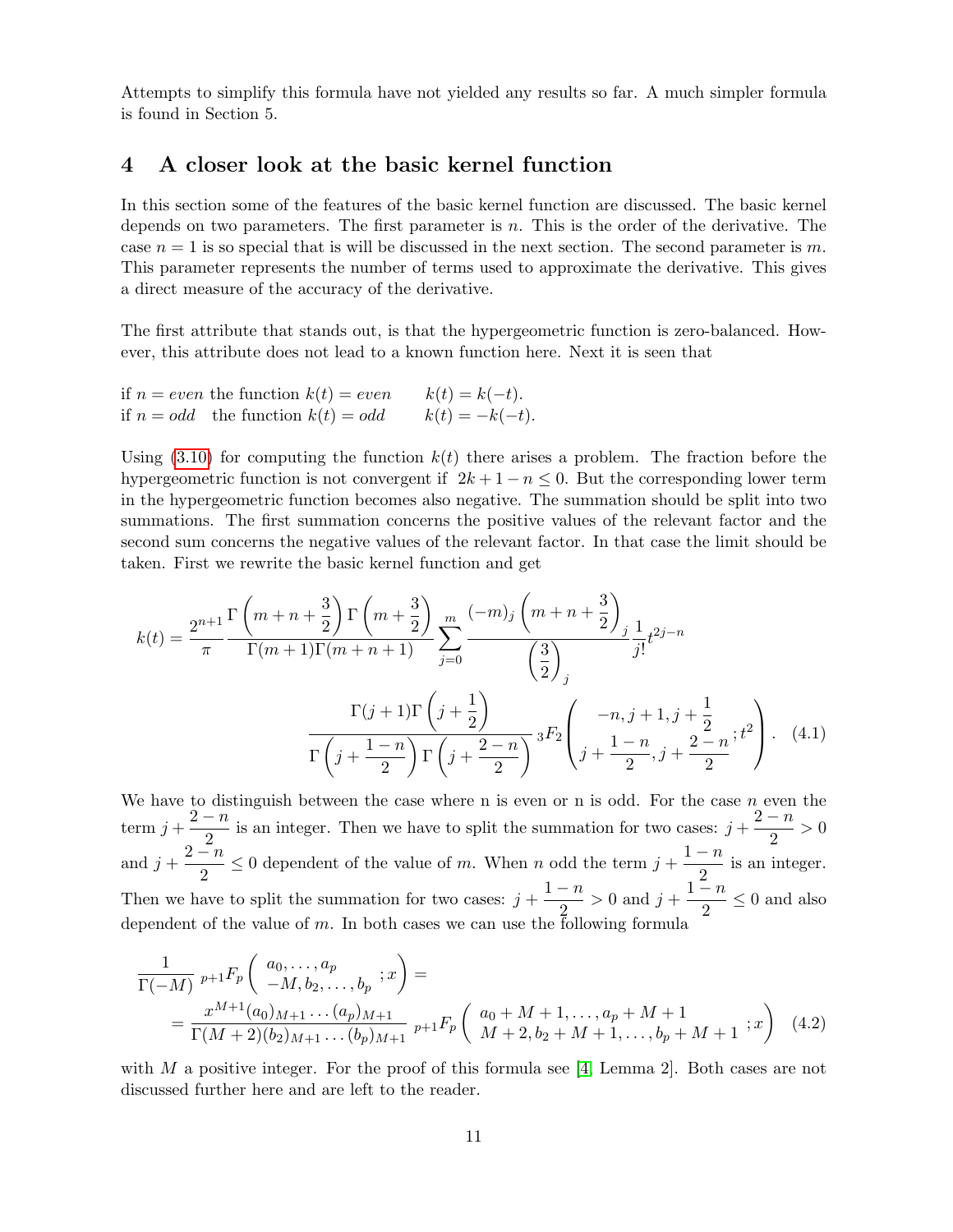Attempts to simplify this formula have not yielded any results so far. A much simpler formula is found in Section 5.

## 4 A closer look at the basic kernel function

In this section some of the features of the basic kernel function are discussed. The basic kernel depends on two parameters. The first parameter is $n$. This is the order of the derivative. The case $n = 1$ is so special that is will be discussed in the next section. The second parameter is $m$. This parameter represents the number of terms used to approximate the derivative. This gives a direct measure of the accuracy of the derivative.

The first attribute that stands out, is that the hypergeometric function is zero-balanced. However, this attribute does not lead to a known function here. Next it is seen that

if $n = even$ the function $k(t) = even$ $\quad k(t) = k(-t)$.
if $n = odd$ the function $k(t) = odd$ $\quad k(t) = -k(-t)$.

Using (3.10) for computing the function $k(t)$ there arises a problem. The fraction before the hypergeometric function is not convergent if $2k + 1 - n \leq 0$. But the corresponding lower term in the hypergeometric function becomes also negative. The summation should be split into two summations. The first summation concerns the positive values of the relevant factor and the second sum concerns the negative values of the relevant factor. In that case the limit should be taken. First we rewrite the basic kernel function and get

$$
k(t) = \frac{2^{n+1}}{\pi} \frac{\Gamma\left(m+n+\frac{3}{2}\right)\Gamma\left(m+\frac{3}{2}\right)}{\Gamma(m+1)\Gamma(m+n+1)} \sum_{j=0}^{m} \frac{(-m)_j\left(m+n+\frac{3}{2}\right)_j}{\left(\frac{3}{2}\right)_j} \frac{1}{j!} t^{2j-n}
\frac{\Gamma(j+1)\Gamma\left(j+\frac{1}{2}\right)}{\Gamma\left(j+\frac{1-n}{2}\right)\Gamma\left(j+\frac{2-n}{2}\right)} \, {}_3F_2\left(\begin{matrix} -n, j+1, j+\frac{1}{2} \\ j+\frac{1-n}{2}, j+\frac{2-n}{2} \end{matrix}; t^2\right). \quad (4.1)
$$

We have to distinguish between the case where n is even or n is odd. For the case $n$ even the term $j + \frac{2-n}{2}$ is an integer. Then we have to split the summation for two cases: $j + \frac{2-n}{2} > 0$ and $j + \frac{2-n}{2} \leq 0$ dependent of the value of $m$. When $n$ odd the term $j + \frac{1-n}{2}$ is an integer. Then we have to split the summation for two cases: $j + \frac{1-n}{2} > 0$ and $j + \frac{1-n}{2} \leq 0$ and also dependent of the value of $m$. In both cases we can use the following formula

$$
\begin{aligned}
&\frac{1}{\Gamma(-M)} \, {}_{p+1}F_p\left(\begin{matrix} a_0, \ldots, a_p \\ -M, b_2, \ldots, b_p \end{matrix}; x\right) = \\
&= \frac{x^{M+1}(a_0)_{M+1} \ldots (a_p)_{M+1}}{\Gamma(M+2)(b_2)_{M+1} \ldots (b_p)_{M+1}} \, {}_{p+1}F_p\left(\begin{matrix} a_0+M+1, \ldots, a_p+M+1 \\ M+2, b_2+M+1, \ldots, b_p+M+1 \end{matrix}; x\right) \quad (4.2)
\end{aligned}
$$

with $M$ a positive integer. For the proof of this formula see [4, Lemma 2]. Both cases are not discussed further here and are left to the reader.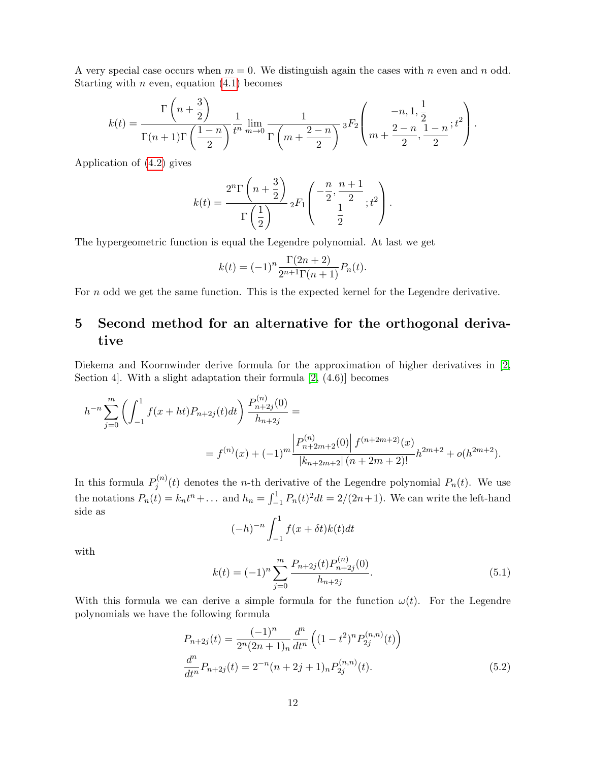A very special case occurs when $m = 0$. We distinguish again the cases with $n$ even and $n$ odd. Starting with $n$ even, equation (4.1) becomes

$$k(t) = \frac{\Gamma\left(n+\frac{3}{2}\right)}{\Gamma(n+1)\Gamma\left(\frac{1-n}{2}\right)} \frac{1}{t^n} \lim_{m\to 0} \frac{1}{\Gamma\left(m+\frac{2-n}{2}\right)} {}_3F_2\left(\begin{matrix} -n, 1, \frac{1}{2} \\ m+\frac{2-n}{2}, \frac{1-n}{2} \end{matrix}; t^2\right).$$

Application of (4.2) gives

$$k(t) = \frac{2^n\Gamma\left(n+\frac{3}{2}\right)}{\Gamma\left(\frac{1}{2}\right)} {}_2F_1\left(\begin{matrix} -\frac{n}{2}, \frac{n+1}{2} \\ \frac{1}{2} \end{matrix}; t^2\right).$$

The hypergeometric function is equal the Legendre polynomial. At last we get

$$k(t) = (-1)^n \frac{\Gamma(2n+2)}{2^{n+1}\Gamma(n+1)} P_n(t).$$

For $n$ odd we get the same function. This is the expected kernel for the Legendre derivative.

## 5 Second method for an alternative for the orthogonal derivative

Diekema and Koornwinder derive formula for the approximation of higher derivatives in [2, Section 4]. With a slight adaptation their formula [2, (4.6)] becomes

$$h^{-n}\sum_{j=0}^{m}\left(\int_{-1}^{1} f(x+ht)P_{n+2j}(t)dt\right)\frac{P_{n+2j}^{(n)}(0)}{h_{n+2j}} =$$
$$= f^{(n)}(x) + (-1)^m \frac{\left|P_{n+2m+2}^{(n)}(0)\right| f^{(n+2m+2)}(x)}{|k_{n+2m+2}|\,(n+2m+2)!} h^{2m+2} + o(h^{2m+2}).$$

In this formula $P_j^{(n)}(t)$ denotes the $n$-th derivative of the Legendre polynomial $P_n(t)$. We use the notations $P_n(t) = k_n t^n + \ldots$ and $h_n = \int_{-1}^{1} P_n(t)^2 dt = 2/(2n+1)$. We can write the left-hand side as

$$(-h)^{-n}\int_{-1}^{1} f(x+\delta t)k(t)dt$$

with

$$k(t) = (-1)^n \sum_{j=0}^{m} \frac{P_{n+2j}(t)P_{n+2j}^{(n)}(0)}{h_{n+2j}}. \tag{5.1}$$

With this formula we can derive a simple formula for the function $\omega(t)$. For the Legendre polynomials we have the following formula

$$\begin{aligned} P_{n+2j}(t) &= \frac{(-1)^n}{2^n(2n+1)_n}\frac{d^n}{dt^n}\left((1-t^2)^n P_{2j}^{(n,n)}(t)\right) \\ \frac{d^n}{dt^n}P_{n+2j}(t) &= 2^{-n}(n+2j+1)_n P_{2j}^{(n,n)}(t). \end{aligned} \tag{5.2}$$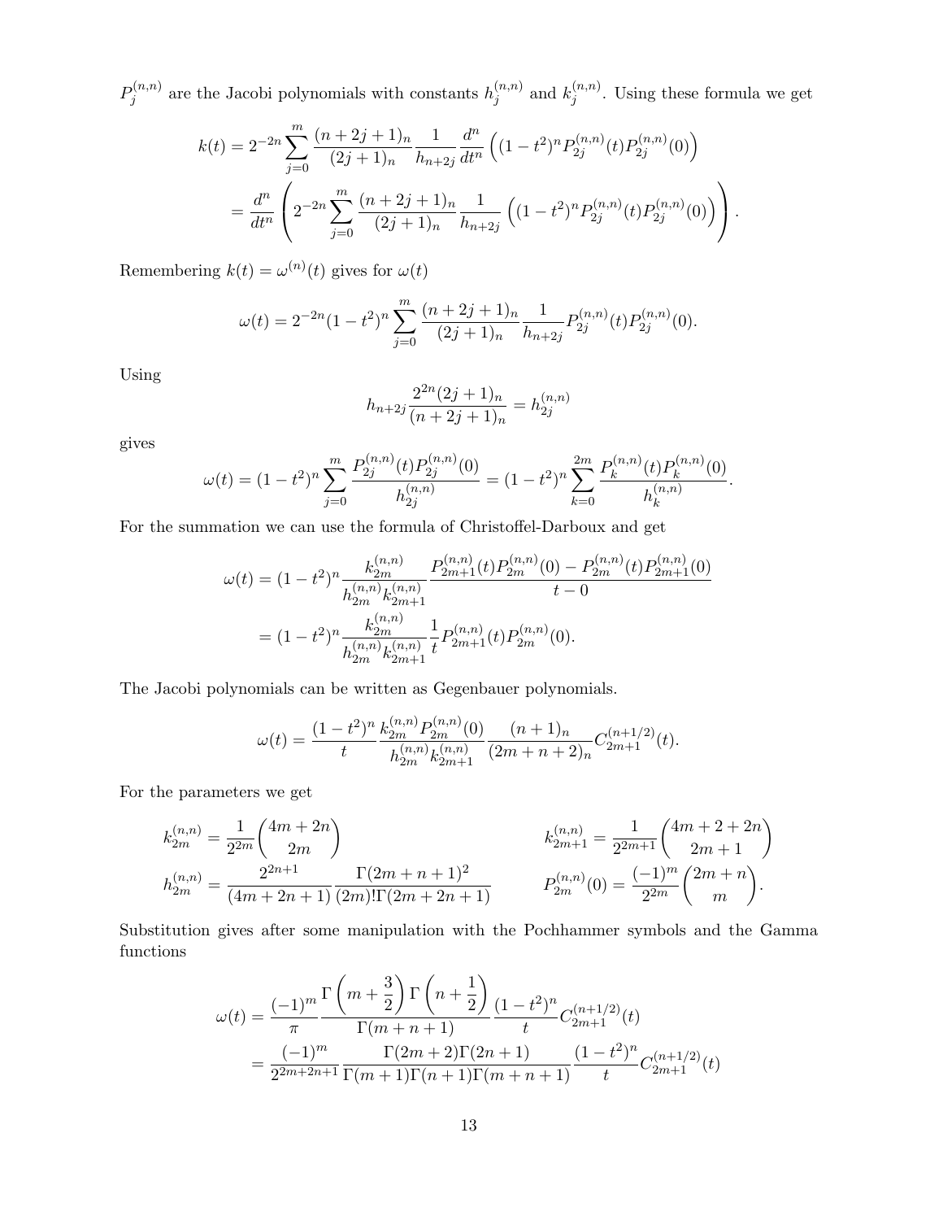$P_j^{(n,n)}$ are the Jacobi polynomials with constants $h_j^{(n,n)}$ and $k_j^{(n,n)}$. Using these formula we get

$$
\begin{aligned}
k(t) &= 2^{-2n} \sum_{j=0}^{m} \frac{(n+2j+1)_n}{(2j+1)_n} \frac{1}{h_{n+2j}} \frac{d^n}{dt^n} \left( (1-t^2)^n P_{2j}^{(n,n)}(t) P_{2j}^{(n,n)}(0) \right) \\
&= \frac{d^n}{dt^n} \left( 2^{-2n} \sum_{j=0}^{m} \frac{(n+2j+1)_n}{(2j+1)_n} \frac{1}{h_{n+2j}} \left( (1-t^2)^n P_{2j}^{(n,n)}(t) P_{2j}^{(n,n)}(0) \right) \right).
\end{aligned}
$$

Remembering $k(t) = \omega^{(n)}(t)$ gives for $\omega(t)$

$$
\omega(t) = 2^{-2n} (1-t^2)^n \sum_{j=0}^{m} \frac{(n+2j+1)_n}{(2j+1)_n} \frac{1}{h_{n+2j}} P_{2j}^{(n,n)}(t) P_{2j}^{(n,n)}(0).
$$

Using

$$
h_{n+2j} \frac{2^{2n}(2j+1)_n}{(n+2j+1)_n} = h_{2j}^{(n,n)}
$$

gives

$$
\omega(t) = (1-t^2)^n \sum_{j=0}^{m} \frac{P_{2j}^{(n,n)}(t) P_{2j}^{(n,n)}(0)}{h_{2j}^{(n,n)}} = (1-t^2)^n \sum_{k=0}^{2m} \frac{P_k^{(n,n)}(t) P_k^{(n,n)}(0)}{h_k^{(n,n)}}.
$$

For the summation we can use the formula of Christoffel-Darboux and get

$$
\begin{aligned}
\omega(t) &= (1-t^2)^n \frac{k_{2m}^{(n,n)}}{h_{2m}^{(n,n)} k_{2m+1}^{(n,n)}} \frac{P_{2m+1}^{(n,n)}(t) P_{2m}^{(n,n)}(0) - P_{2m}^{(n,n)}(t) P_{2m+1}^{(n,n)}(0)}{t-0} \\
&= (1-t^2)^n \frac{k_{2m}^{(n,n)}}{h_{2m}^{(n,n)} k_{2m+1}^{(n,n)}} \frac{1}{t} P_{2m+1}^{(n,n)}(t) P_{2m}^{(n,n)}(0).
\end{aligned}
$$

The Jacobi polynomials can be written as Gegenbauer polynomials.

$$
\omega(t) = \frac{(1-t^2)^n}{t} \frac{k_{2m}^{(n,n)} P_{2m}^{(n,n)}(0)}{h_{2m}^{(n,n)} k_{2m+1}^{(n,n)}} \frac{(n+1)_n}{(2m+n+2)_n} C_{2m+1}^{(n+1/2)}(t).
$$

For the parameters we get

$$
\begin{aligned}
k_{2m}^{(n,n)} &= \frac{1}{2^{2m}} \binom{4m+2n}{2m} & k_{2m+1}^{(n,n)} &= \frac{1}{2^{2m+1}} \binom{4m+2+2n}{2m+1} \\
h_{2m}^{(n,n)} &= \frac{2^{2n+1}}{(4m+2n+1)} \frac{\Gamma(2m+n+1)^2}{(2m)!\Gamma(2m+2n+1)} & P_{2m}^{(n,n)}(0) &= \frac{(-1)^m}{2^{2m}} \binom{2m+n}{m}.
\end{aligned}
$$

Substitution gives after some manipulation with the Pochhammer symbols and the Gamma functions

$$
\begin{aligned}
\omega(t) &= \frac{(-1)^m}{\pi} \frac{\Gamma\left(m+\frac{3}{2}\right) \Gamma\left(n+\frac{1}{2}\right)}{\Gamma(m+n+1)} \frac{(1-t^2)^n}{t} C_{2m+1}^{(n+1/2)}(t) \\
&= \frac{(-1)^m}{2^{2m+2n+1}} \frac{\Gamma(2m+2)\Gamma(2n+1)}{\Gamma(m+1)\Gamma(n+1)\Gamma(m+n+1)} \frac{(1-t^2)^n}{t} C_{2m+1}^{(n+1/2)}(t)
\end{aligned}
$$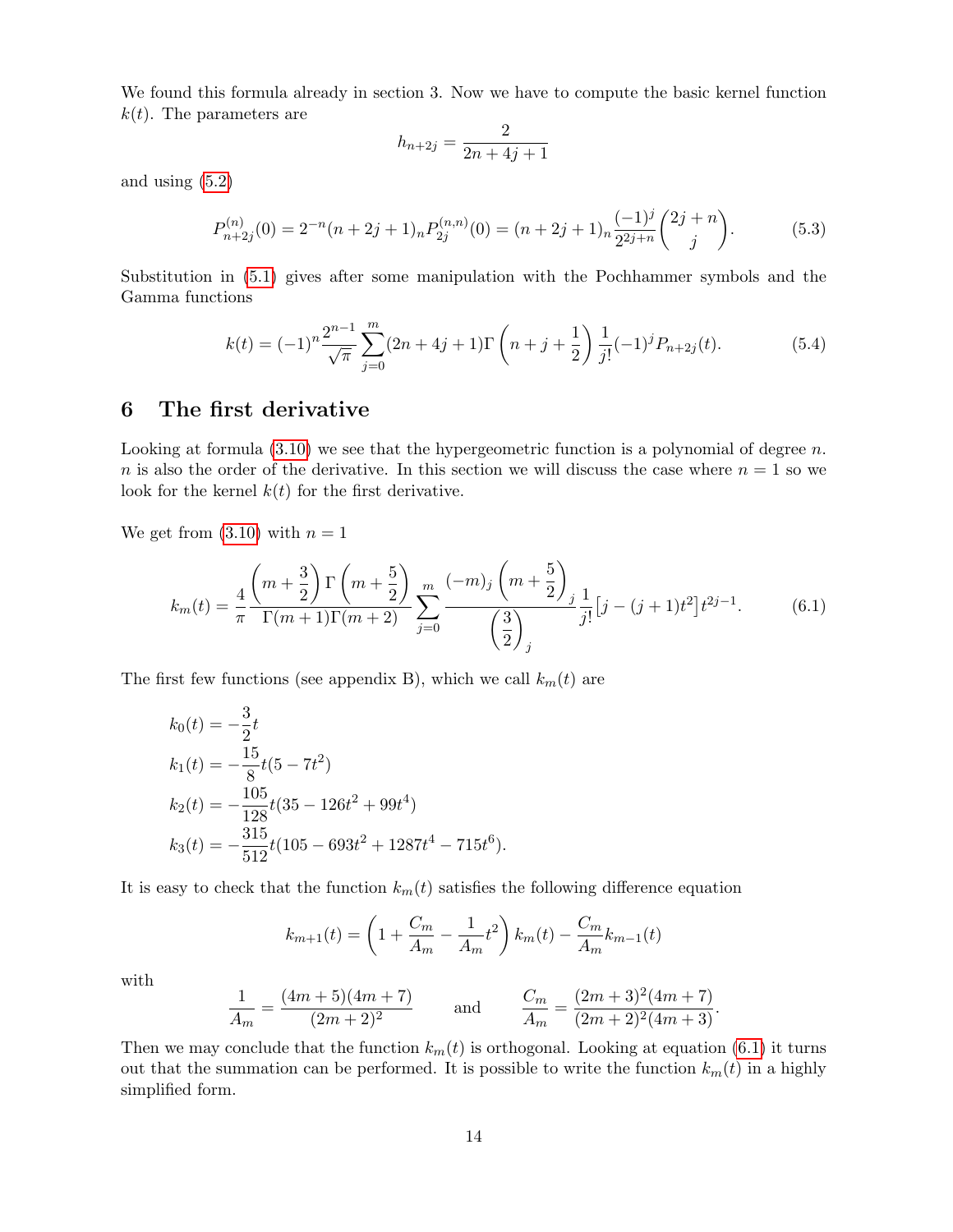We found this formula already in section 3. Now we have to compute the basic kernel function $k(t)$. The parameters are

$$h_{n+2j} = \frac{2}{2n+4j+1}$$

and using (5.2)

$$P_{n+2j}^{(n)}(0) = 2^{-n}(n+2j+1)_n P_{2j}^{(n,n)}(0) = (n+2j+1)_n \frac{(-1)^j}{2^{2j+n}} \binom{2j+n}{j}. \tag{5.3}$$

Substitution in (5.1) gives after some manipulation with the Pochhammer symbols and the Gamma functions

$$k(t) = (-1)^n \frac{2^{n-1}}{\sqrt{\pi}} \sum_{j=0}^{m} (2n+4j+1)\Gamma\left(n+j+\frac{1}{2}\right)\frac{1}{j!}(-1)^j P_{n+2j}(t). \tag{5.4}$$

## 6 The first derivative

Looking at formula (3.10) we see that the hypergeometric function is a polynomial of degree $n$. $n$ is also the order of the derivative. In this section we will discuss the case where $n=1$ so we look for the kernel $k(t)$ for the first derivative.

We get from (3.10) with $n=1$

$$k_m(t) = \frac{4}{\pi}\frac{\left(m+\frac{3}{2}\right)\Gamma\left(m+\frac{5}{2}\right)}{\Gamma(m+1)\Gamma(m+2)} \sum_{j=0}^{m} \frac{(-m)_j\left(m+\frac{5}{2}\right)_j}{\left(\frac{3}{2}\right)_j}\frac{1}{j!}\left[j-(j+1)t^2\right]t^{2j-1}. \tag{6.1}$$

The first few functions (see appendix B), which we call $k_m(t)$ are

$$\begin{aligned}
k_0(t) &= -\frac{3}{2}t \\
k_1(t) &= -\frac{15}{8}t(5-7t^2) \\
k_2(t) &= -\frac{105}{128}t(35-126t^2+99t^4) \\
k_3(t) &= -\frac{315}{512}t(105-693t^2+1287t^4-715t^6).
\end{aligned}$$

It is easy to check that the function $k_m(t)$ satisfies the following difference equation

$$k_{m+1}(t) = \left(1+\frac{C_m}{A_m}-\frac{1}{A_m}t^2\right)k_m(t) - \frac{C_m}{A_m}k_{m-1}(t)$$

with

$$\frac{1}{A_m} = \frac{(4m+5)(4m+7)}{(2m+2)^2} \qquad \text{and} \qquad \frac{C_m}{A_m} = \frac{(2m+3)^2(4m+7)}{(2m+2)^2(4m+3)}.$$

Then we may conclude that the function $k_m(t)$ is orthogonal. Looking at equation (6.1) it turns out that the summation can be performed. It is possible to write the function $k_m(t)$ in a highly simplified form.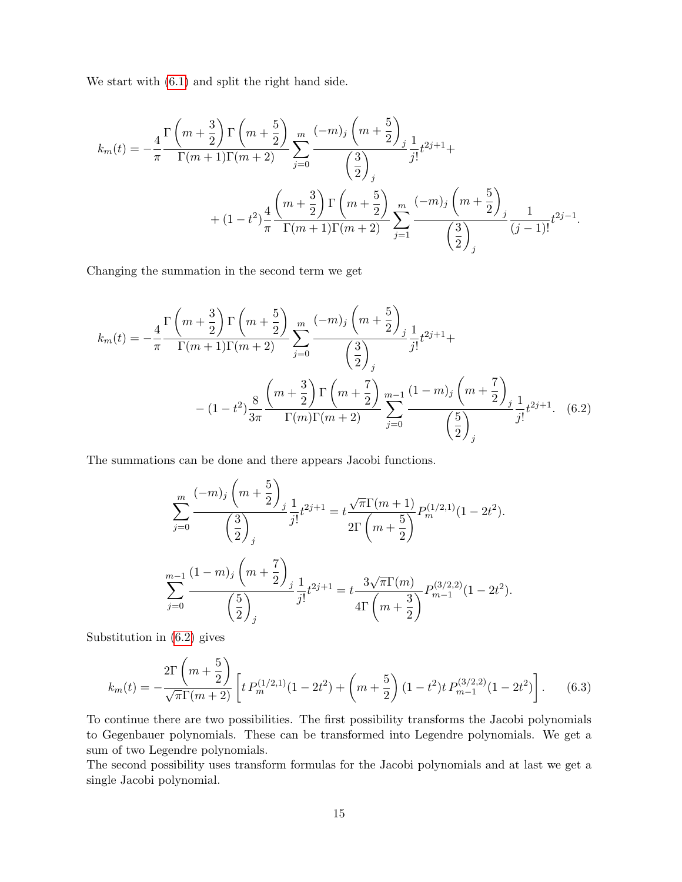We start with (6.1) and split the right hand side.

$$
k_m(t) = -\frac{4}{\pi}\frac{\Gamma\left(m+\frac{3}{2}\right)\Gamma\left(m+\frac{5}{2}\right)}{\Gamma(m+1)\Gamma(m+2)}\sum_{j=0}^{m}\frac{(-m)_j\left(m+\frac{5}{2}\right)_j}{\left(\frac{3}{2}\right)_j}\frac{1}{j!}t^{2j+1}+
$$

$$
+(1-t^2)\frac{4}{\pi}\frac{\left(m+\frac{3}{2}\right)\Gamma\left(m+\frac{5}{2}\right)}{\Gamma(m+1)\Gamma(m+2)}\sum_{j=1}^{m}\frac{(-m)_j\left(m+\frac{5}{2}\right)_j}{\left(\frac{3}{2}\right)_j}\frac{1}{(j-1)!}t^{2j-1}.
$$

Changing the summation in the second term we get

$$
k_m(t) = -\frac{4}{\pi}\frac{\Gamma\left(m+\frac{3}{2}\right)\Gamma\left(m+\frac{5}{2}\right)}{\Gamma(m+1)\Gamma(m+2)}\sum_{j=0}^{m}\frac{(-m)_j\left(m+\frac{5}{2}\right)_j}{\left(\frac{3}{2}\right)_j}\frac{1}{j!}t^{2j+1}+
$$

$$
-(1-t^2)\frac{8}{3\pi}\frac{\left(m+\frac{3}{2}\right)\Gamma\left(m+\frac{7}{2}\right)}{\Gamma(m)\Gamma(m+2)}\sum_{j=0}^{m-1}\frac{(1-m)_j\left(m+\frac{7}{2}\right)_j}{\left(\frac{5}{2}\right)_j}\frac{1}{j!}t^{2j+1}. \tag{6.2}
$$

The summations can be done and there appears Jacobi functions.

$$
\sum_{j=0}^{m}\frac{(-m)_j\left(m+\frac{5}{2}\right)_j}{\left(\frac{3}{2}\right)_j}\frac{1}{j!}t^{2j+1} = t\frac{\sqrt{\pi}\Gamma(m+1)}{2\Gamma\left(m+\frac{5}{2}\right)}P_m^{(1/2,1)}(1-2t^2).
$$

$$
\sum_{j=0}^{m-1}\frac{(1-m)_j\left(m+\frac{7}{2}\right)_j}{\left(\frac{5}{2}\right)_j}\frac{1}{j!}t^{2j+1} = t\frac{3\sqrt{\pi}\Gamma(m)}{4\Gamma\left(m+\frac{3}{2}\right)}P_{m-1}^{(3/2,2)}(1-2t^2).
$$

Substitution in (6.2) gives

$$
k_m(t) = -\frac{2\Gamma\left(m+\frac{5}{2}\right)}{\sqrt{\pi}\Gamma(m+2)}\left[t\,P_m^{(1/2,1)}(1-2t^2)+\left(m+\frac{5}{2}\right)(1-t^2)t\,P_{m-1}^{(3/2,2)}(1-2t^2)\right]. \tag{6.3}
$$

To continue there are two possibilities. The first possibility transforms the Jacobi polynomials to Gegenbauer polynomials. These can be transformed into Legendre polynomials. We get a sum of two Legendre polynomials.
The second possibility uses transform formulas for the Jacobi polynomials and at last we get a single Jacobi polynomial.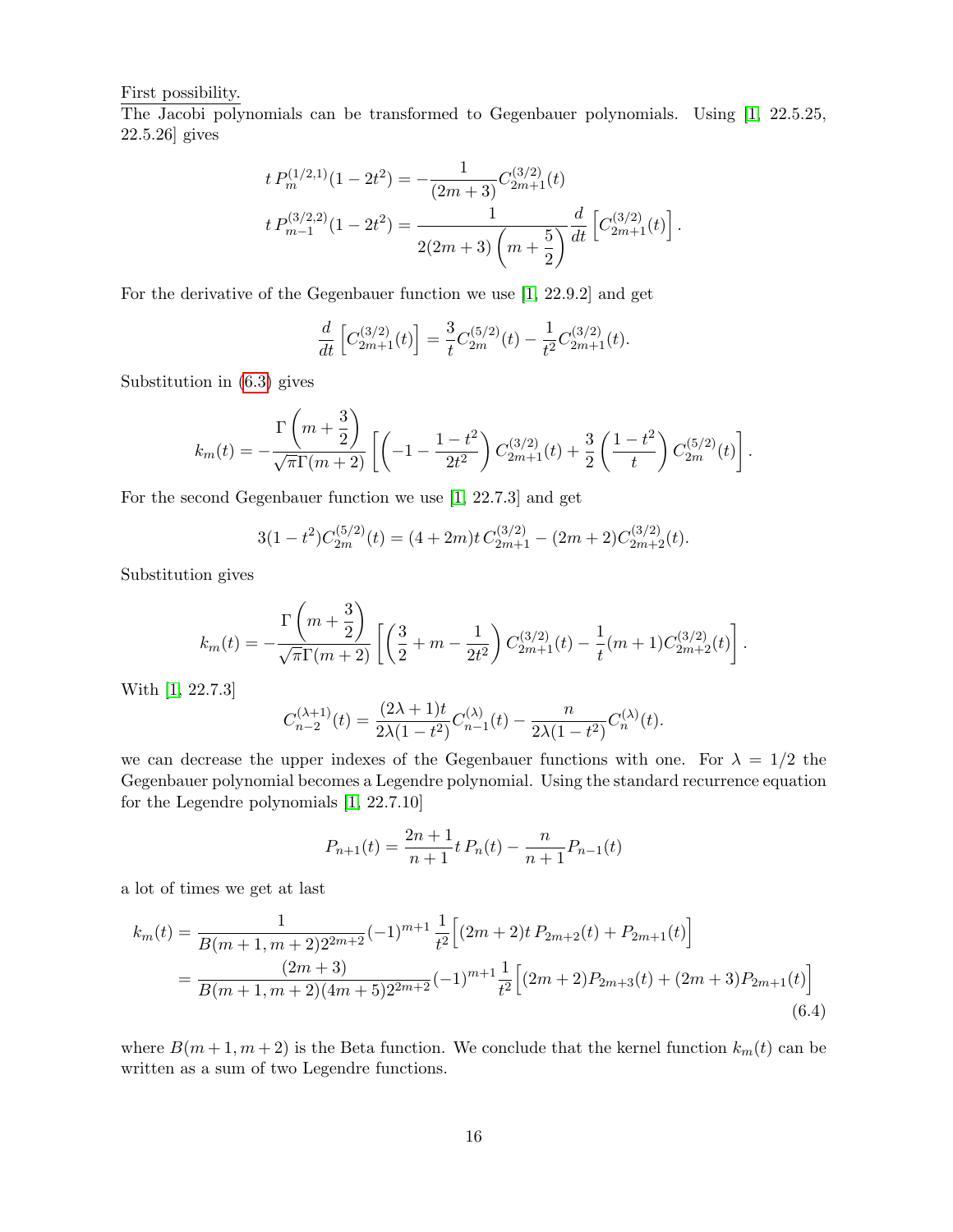First possibility.
The Jacobi polynomials can be transformed to Gegenbauer polynomials. Using [1, 22.5.25, 22.5.26] gives

$$
\begin{aligned}
t\, P_m^{(1/2,1)}(1-2t^2) &= -\frac{1}{(2m+3)} C_{2m+1}^{(3/2)}(t) \\
t\, P_{m-1}^{(3/2,2)}(1-2t^2) &= \frac{1}{2(2m+3)\left(m+\dfrac{5}{2}\right)} \frac{d}{dt}\left[C_{2m+1}^{(3/2)}(t)\right].
\end{aligned}
$$

For the derivative of the Gegenbauer function we use [1, 22.9.2] and get

$$
\frac{d}{dt}\left[C_{2m+1}^{(3/2)}(t)\right] = \frac{3}{t} C_{2m}^{(5/2)}(t) - \frac{1}{t^2} C_{2m+1}^{(3/2)}(t).
$$

Substitution in (6.3) gives

$$
k_m(t) = -\frac{\Gamma\left(m+\dfrac{3}{2}\right)}{\sqrt{\pi}\Gamma(m+2)}\left[\left(-1-\frac{1-t^2}{2t^2}\right) C_{2m+1}^{(3/2)}(t) + \frac{3}{2}\left(\frac{1-t^2}{t}\right) C_{2m}^{(5/2)}(t)\right].
$$

For the second Gegenbauer function we use [1, 22.7.3] and get

$$
3(1-t^2) C_{2m}^{(5/2)}(t) = (4+2m)t\, C_{2m+1}^{(3/2)} - (2m+2) C_{2m+2}^{(3/2)}(t).
$$

Substitution gives

$$
k_m(t) = -\frac{\Gamma\left(m+\dfrac{3}{2}\right)}{\sqrt{\pi}\Gamma(m+2)}\left[\left(\frac{3}{2}+m-\frac{1}{2t^2}\right) C_{2m+1}^{(3/2)}(t) - \frac{1}{t}(m+1) C_{2m+2}^{(3/2)}(t)\right].
$$

With [1, 22.7.3]

$$
C_{n-2}^{(\lambda+1)}(t) = \frac{(2\lambda+1)t}{2\lambda(1-t^2)} C_{n-1}^{(\lambda)}(t) - \frac{n}{2\lambda(1-t^2)} C_n^{(\lambda)}(t).
$$

we can decrease the upper indexes of the Gegenbauer functions with one. For $\lambda = 1/2$ the Gegenbauer polynomial becomes a Legendre polynomial. Using the standard recurrence equation for the Legendre polynomials [1, 22.7.10]

$$
P_{n+1}(t) = \frac{2n+1}{n+1} t\, P_n(t) - \frac{n}{n+1} P_{n-1}(t)
$$

a lot of times we get at last

$$
\begin{aligned}
k_m(t) &= \frac{1}{B(m+1,m+2)2^{2m+2}}(-1)^{m+1}\frac{1}{t^2}\Big[(2m+2)t\, P_{2m+2}(t) + P_{2m+1}(t)\Big] \\
&= \frac{(2m+3)}{B(m+1,m+2)(4m+5)2^{2m+2}}(-1)^{m+1}\frac{1}{t^2}\Big[(2m+2)P_{2m+3}(t) + (2m+3)P_{2m+1}(t)\Big]
\end{aligned}
\tag{6.4}
$$

where $B(m+1, m+2)$ is the Beta function. We conclude that the kernel function $k_m(t)$ can be written as a sum of two Legendre functions.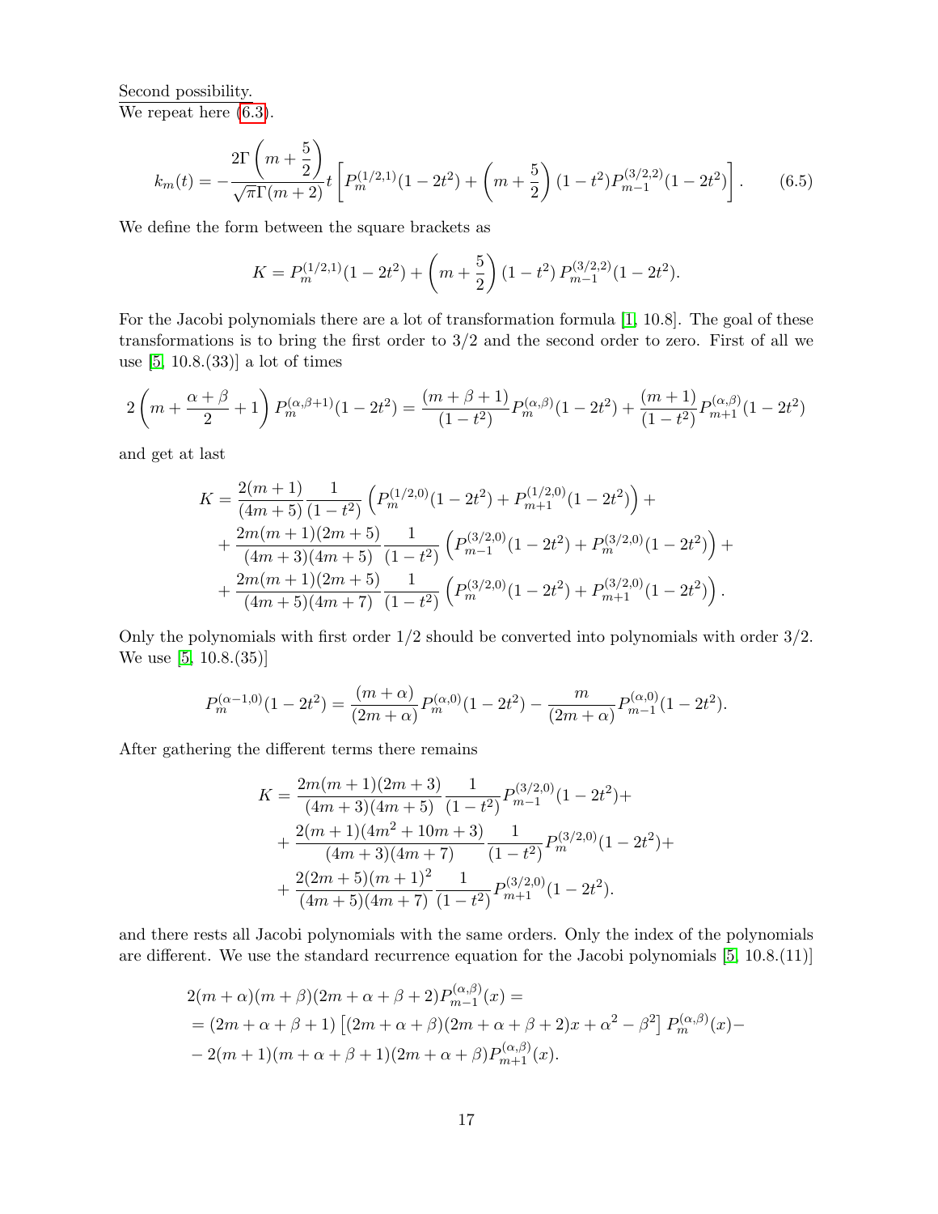Second possibility.
We repeat here (6.3).

$$
k_m(t) = -\frac{2\Gamma\left(m+\frac{5}{2}\right)}{\sqrt{\pi}\Gamma(m+2)} t \left[ P_m^{(1/2,1)}(1-2t^2) + \left(m+\frac{5}{2}\right)(1-t^2) P_{m-1}^{(3/2,2)}(1-2t^2) \right]. \tag{6.5}
$$

We define the form between the square brackets as

$$
K = P_m^{(1/2,1)}(1-2t^2) + \left(m+\frac{5}{2}\right)(1-t^2)\, P_{m-1}^{(3/2,2)}(1-2t^2).
$$

For the Jacobi polynomials there are a lot of transformation formula [1, 10.8]. The goal of these transformations is to bring the first order to 3/2 and the second order to zero. First of all we use [5, 10.8.(33)] a lot of times

$$
2\left(m+\frac{\alpha+\beta}{2}+1\right) P_m^{(\alpha,\beta+1)}(1-2t^2) = \frac{(m+\beta+1)}{(1-t^2)} P_m^{(\alpha,\beta)}(1-2t^2) + \frac{(m+1)}{(1-t^2)} P_{m+1}^{(\alpha,\beta)}(1-2t^2)
$$

and get at last

$$
\begin{aligned}
K = & \frac{2(m+1)}{(4m+5)} \frac{1}{(1-t^2)} \left( P_m^{(1/2,0)}(1-2t^2) + P_{m+1}^{(1/2,0)}(1-2t^2) \right) + \\
& + \frac{2m(m+1)(2m+5)}{(4m+3)(4m+5)} \frac{1}{(1-t^2)} \left( P_{m-1}^{(3/2,0)}(1-2t^2) + P_m^{(3/2,0)}(1-2t^2) \right) + \\
& + \frac{2m(m+1)(2m+5)}{(4m+5)(4m+7)} \frac{1}{(1-t^2)} \left( P_m^{(3/2,0)}(1-2t^2) + P_{m+1}^{(3/2,0)}(1-2t^2) \right).
\end{aligned}
$$

Only the polynomials with first order 1/2 should be converted into polynomials with order 3/2. We use [5, 10.8.(35)]

$$
P_m^{(\alpha-1,0)}(1-2t^2) = \frac{(m+\alpha)}{(2m+\alpha)} P_m^{(\alpha,0)}(1-2t^2) - \frac{m}{(2m+\alpha)} P_{m-1}^{(\alpha,0)}(1-2t^2).
$$

After gathering the different terms there remains

$$
\begin{aligned}
K = & \frac{2m(m+1)(2m+3)}{(4m+3)(4m+5)} \frac{1}{(1-t^2)} P_{m-1}^{(3/2,0)}(1-2t^2) + \\
& + \frac{2(m+1)(4m^2+10m+3)}{(4m+3)(4m+7)} \frac{1}{(1-t^2)} P_m^{(3/2,0)}(1-2t^2) + \\
& + \frac{2(2m+5)(m+1)^2}{(4m+5)(4m+7)} \frac{1}{(1-t^2)} P_{m+1}^{(3/2,0)}(1-2t^2).
\end{aligned}
$$

and there rests all Jacobi polynomials with the same orders. Only the index of the polynomials are different. We use the standard recurrence equation for the Jacobi polynomials [5, 10.8.(11)]

$$
\begin{aligned}
& 2(m+\alpha)(m+\beta)(2m+\alpha+\beta+2) P_{m-1}^{(\alpha,\beta)}(x) = \\
& = (2m+\alpha+\beta+1)\left[(2m+\alpha+\beta)(2m+\alpha+\beta+2)x + \alpha^2 - \beta^2\right] P_m^{(\alpha,\beta)}(x) - \\
& - 2(m+1)(m+\alpha+\beta+1)(2m+\alpha+\beta) P_{m+1}^{(\alpha,\beta)}(x).
\end{aligned}
$$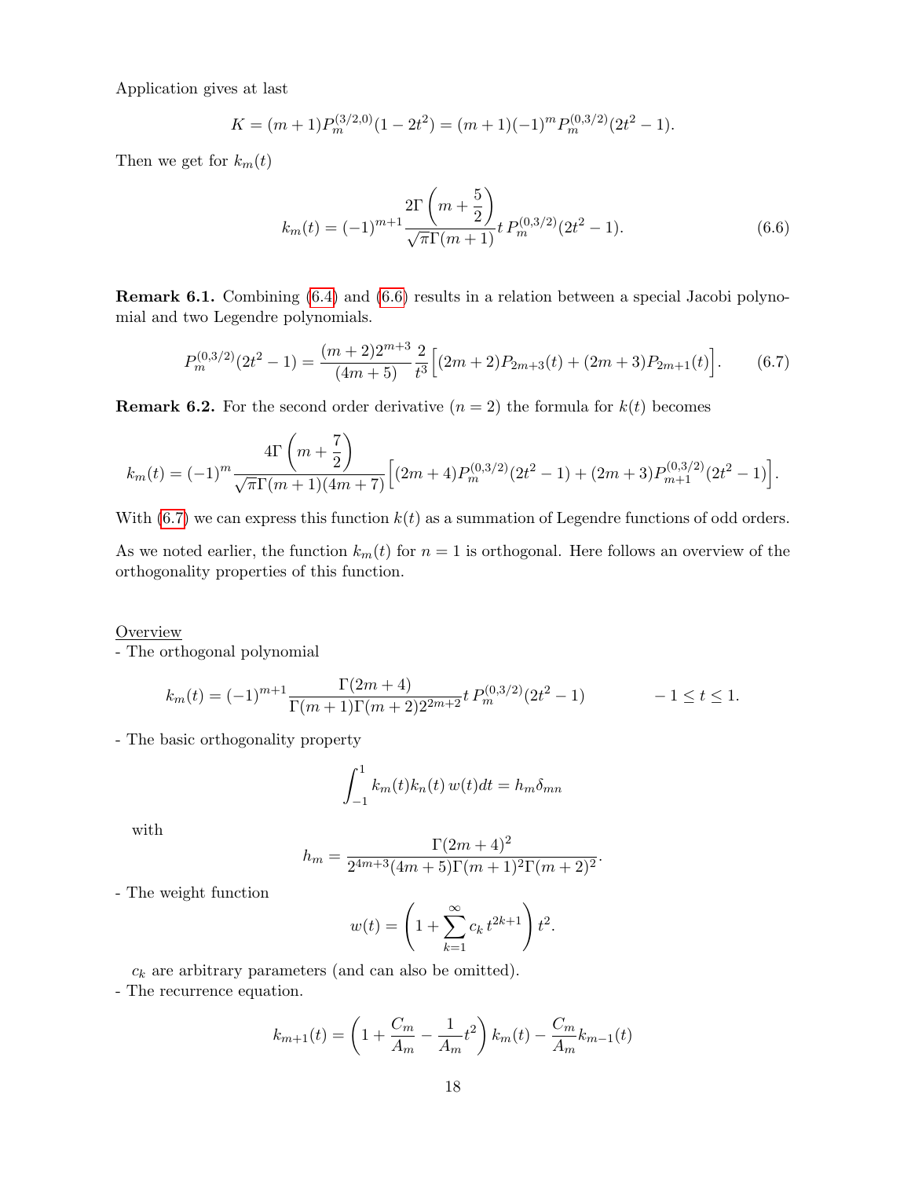Application gives at last

$$K = (m+1)P_m^{(3/2,0)}(1-2t^2) = (m+1)(-1)^m P_m^{(0,3/2)}(2t^2-1).$$

Then we get for $k_m(t)$

$$k_m(t) = (-1)^{m+1} \frac{2\Gamma\left(m+\dfrac{5}{2}\right)}{\sqrt{\pi}\Gamma(m+1)} t\, P_m^{(0,3/2)}(2t^2-1). \tag{6.6}$$

**Remark 6.1.** Combining (6.4) and (6.6) results in a relation between a special Jacobi polynomial and two Legendre polynomials.

$$P_m^{(0,3/2)}(2t^2-1) = \frac{(m+2)2^{m+3}}{(4m+5)} \frac{2}{t^3}\Big[(2m+2)P_{2m+3}(t) + (2m+3)P_{2m+1}(t)\Big]. \tag{6.7}$$

**Remark 6.2.** For the second order derivative ($n = 2$) the formula for $k(t)$ becomes

$$k_m(t) = (-1)^m \frac{4\Gamma\left(m+\dfrac{7}{2}\right)}{\sqrt{\pi}\Gamma(m+1)(4m+7)}\Big[(2m+4)P_m^{(0,3/2)}(2t^2-1) + (2m+3)P_{m+1}^{(0,3/2)}(2t^2-1)\Big].$$

With (6.7) we can express this function $k(t)$ as a summation of Legendre functions of odd orders.

As we noted earlier, the function $k_m(t)$ for $n = 1$ is orthogonal. Here follows an overview of the orthogonality properties of this function.

Overview

- The orthogonal polynomial

$$k_m(t) = (-1)^{m+1} \frac{\Gamma(2m+4)}{\Gamma(m+1)\Gamma(m+2)2^{2m+2}} t\, P_m^{(0,3/2)}(2t^2-1) \qquad -1 \le t \le 1.$$

- The basic orthogonality property

$$\int_{-1}^{1} k_m(t)k_n(t)\, w(t)dt = h_m\delta_{mn}$$

with

$$h_m = \frac{\Gamma(2m+4)^2}{2^{4m+3}(4m+5)\Gamma(m+1)^2\Gamma(m+2)^2}.$$

- The weight function

$$w(t) = \left(1 + \sum_{k=1}^{\infty} c_k\, t^{2k+1}\right) t^2.$$

$c_k$ are arbitrary parameters (and can also be omitted).

- The recurrence equation.

$$k_{m+1}(t) = \left(1 + \frac{C_m}{A_m} - \frac{1}{A_m}t^2\right) k_m(t) - \frac{C_m}{A_m} k_{m-1}(t)$$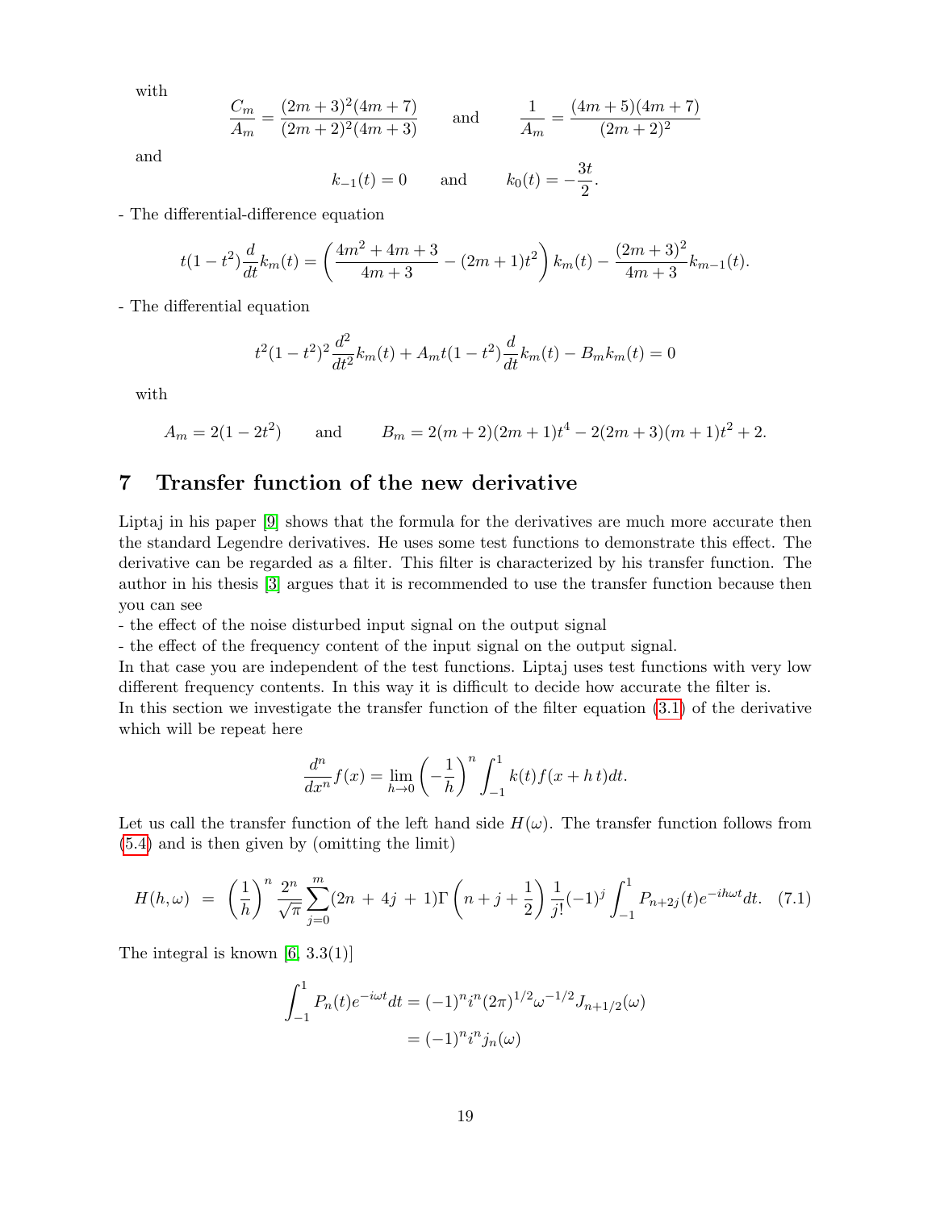with

$$\frac{C_m}{A_m} = \frac{(2m+3)^2(4m+7)}{(2m+2)^2(4m+3)} \qquad \text{and} \qquad \frac{1}{A_m} = \frac{(4m+5)(4m+7)}{(2m+2)^2}$$

and

$$k_{-1}(t) = 0 \qquad \text{and} \qquad k_0(t) = -\frac{3t}{2}.$$

- The differential-difference equation

$$t(1-t^2)\frac{d}{dt}k_m(t) = \left(\frac{4m^2+4m+3}{4m+3} - (2m+1)t^2\right)k_m(t) - \frac{(2m+3)^2}{4m+3}k_{m-1}(t).$$

- The differential equation

$$t^2(1-t^2)^2\frac{d^2}{dt^2}k_m(t) + A_m t(1-t^2)\frac{d}{dt}k_m(t) - B_m k_m(t) = 0$$

with

$$A_m = 2(1-2t^2) \qquad \text{and} \qquad B_m = 2(m+2)(2m+1)t^4 - 2(2m+3)(m+1)t^2 + 2.$$

# 7 Transfer function of the new derivative

Liptaj in his paper [9] shows that the formula for the derivatives are much more accurate then the standard Legendre derivatives. He uses some test functions to demonstrate this effect. The derivative can be regarded as a filter. This filter is characterized by his transfer function. The author in his thesis [3] argues that it is recommended to use the transfer function because then you can see
- the effect of the noise disturbed input signal on the output signal
- the effect of the frequency content of the input signal on the output signal.
In that case you are independent of the test functions. Liptaj uses test functions with very low different frequency contents. In this way it is difficult to decide how accurate the filter is.
In this section we investigate the transfer function of the filter equation (3.1) of the derivative which will be repeat here

$$\frac{d^n}{dx^n}f(x) = \lim_{h\to 0}\left(-\frac{1}{h}\right)^n \int_{-1}^{1} k(t)f(x+h\,t)dt.$$

Let us call the transfer function of the left hand side $H(\omega)$. The transfer function follows from (5.4) and is then given by (omitting the limit)

$$H(h,\omega) = \left(\frac{1}{h}\right)^n \frac{2^n}{\sqrt{\pi}}\sum_{j=0}^{m}(2n+4j+1)\Gamma\left(n+j+\frac{1}{2}\right)\frac{1}{j!}(-1)^j\int_{-1}^{1}P_{n+2j}(t)e^{-ih\omega t}dt. \quad (7.1)$$

The integral is known [6, 3.3(1)]

$$\begin{aligned}\int_{-1}^{1}P_n(t)e^{-i\omega t}dt &= (-1)^n i^n(2\pi)^{1/2}\omega^{-1/2}J_{n+1/2}(\omega)\\ &= (-1)^n i^n j_n(\omega)\end{aligned}$$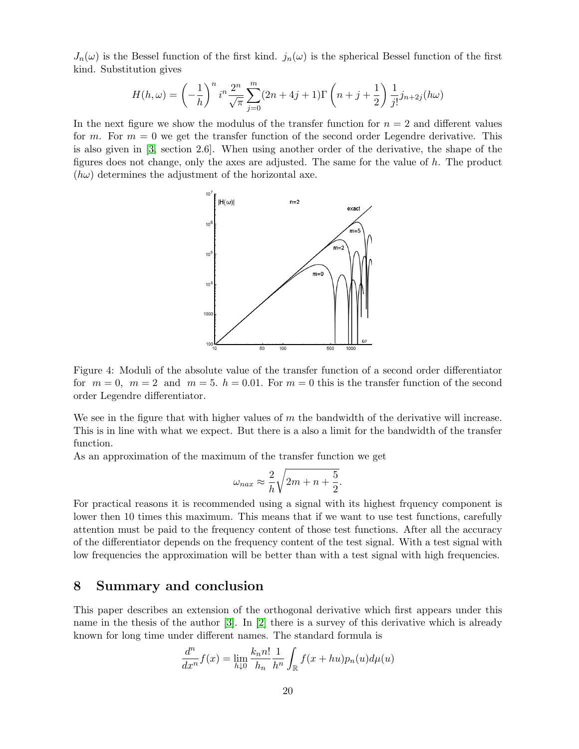$J_n(\omega)$ is the Bessel function of the first kind. $j_n(\omega)$ is the spherical Bessel function of the first kind. Substitution gives

$$H(h,\omega) = \left(-\frac{1}{h}\right)^n i^n \frac{2^n}{\sqrt{\pi}} \sum_{j=0}^{m} (2n+4j+1)\Gamma\left(n+j+\frac{1}{2}\right) \frac{1}{j!} j_{n+2j}(h\omega)$$

In the next figure we show the modulus of the transfer function for $n = 2$ and different values for $m$. For $m = 0$ we get the transfer function of the second order Legendre derivative. This is also given in [3, section 2.6]. When using another order of the derivative, the shape of the figures does not change, only the axes are adjusted. The same for the value of $h$. The product $(h\omega)$ determines the adjustment of the horizontal axe.

Figure 4: Moduli of the absolute value of the transfer function of a second order differentiator for $m = 0$, $m = 2$ and $m = 5$. $h = 0.01$. For $m = 0$ this is the transfer function of the second order Legendre differentiator.

We see in the figure that with higher values of $m$ the bandwidth of the derivative will increase. This is in line with what we expect. But there is a also a limit for the bandwidth of the transfer function.
As an approximation of the maximum of the transfer function we get

$$\omega_{nax} \approx \frac{2}{h}\sqrt{2m+n+\frac{5}{2}}.$$

For practical reasons it is recommended using a signal with its highest frquency component is lower then 10 times this maximum. This means that if we want to use test functions, carefully attention must be paid to the frequency content of those test functions. After all the accuracy of the differentiator depends on the frequency content of the test signal. With a test signal with low frequencies the approximation will be better than with a test signal with high frequencies.

## 8 Summary and conclusion

This paper describes an extension of the orthogonal derivative which first appears under this name in the thesis of the author [3]. In [2] there is a survey of this derivative which is already known for long time under different names. The standard formula is

$$\frac{d^n}{dx^n} f(x) = \lim_{h \downarrow 0} \frac{k_n n!}{h_n} \frac{1}{h^n} \int_{\mathbb{R}} f(x+hu) p_n(u) d\mu(u)$$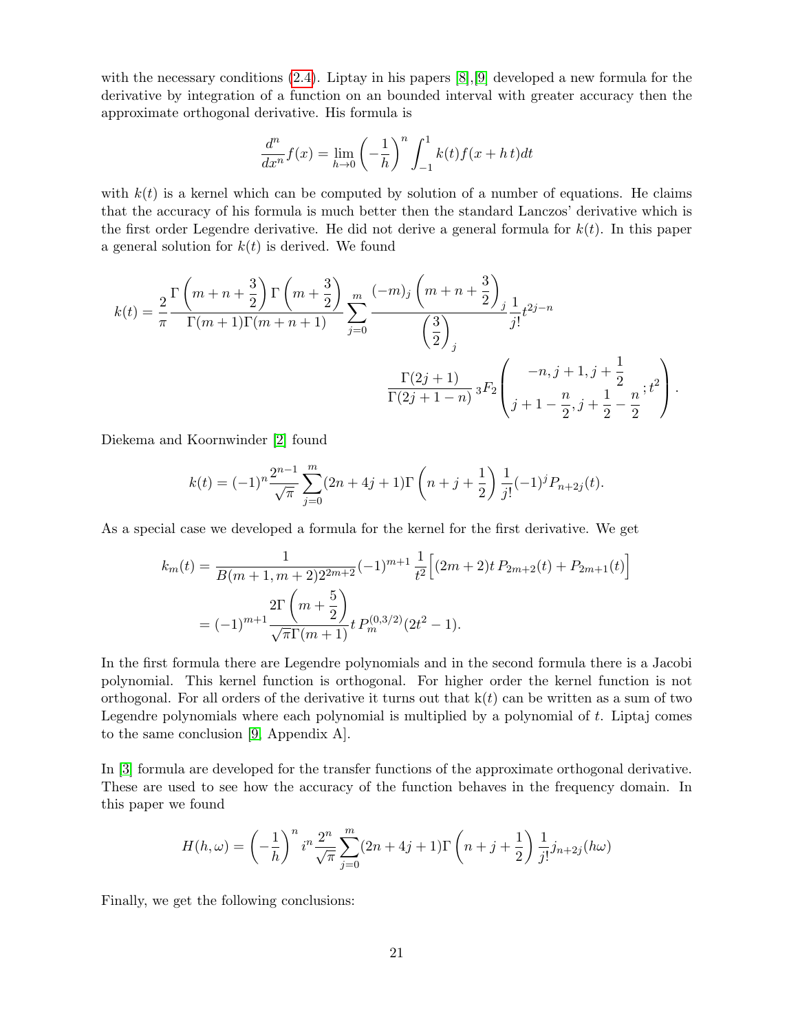with the necessary conditions (2.4). Liptay in his papers [8],[9] developed a new formula for the derivative by integration of a function on an bounded interval with greater accuracy then the approximate orthogonal derivative. His formula is

$$\frac{d^n}{dx^n}f(x) = \lim_{h\to 0}\left(-\frac{1}{h}\right)^n \int_{-1}^{1} k(t) f(x+h\,t)dt$$

with $k(t)$ is a kernel which can be computed by solution of a number of equations. He claims that the accuracy of his formula is much better then the standard Lanczos' derivative which is the first order Legendre derivative. He did not derive a general formula for $k(t)$. In this paper a general solution for $k(t)$ is derived. We found

$$k(t) = \frac{2}{\pi}\frac{\Gamma\left(m+n+\frac{3}{2}\right)\Gamma\left(m+\frac{3}{2}\right)}{\Gamma(m+1)\Gamma(m+n+1)}\sum_{j=0}^{m}\frac{(-m)_j\left(m+n+\frac{3}{2}\right)_j}{\left(\frac{3}{2}\right)_j}\frac{1}{j!}t^{2j-n}$$
$$\frac{\Gamma(2j+1)}{\Gamma(2j+1-n)}\,{}_3F_2\left(\begin{matrix}-n, j+1, j+\frac{1}{2}\\ j+1-\frac{n}{2}, j+\frac{1}{2}-\frac{n}{2}\end{matrix}; t^2\right).$$

Diekema and Koornwinder [2] found

$$k(t) = (-1)^n\frac{2^{n-1}}{\sqrt{\pi}}\sum_{j=0}^{m}(2n+4j+1)\Gamma\left(n+j+\frac{1}{2}\right)\frac{1}{j!}(-1)^j P_{n+2j}(t).$$

As a special case we developed a formula for the kernel for the first derivative. We get

$$\begin{aligned}k_m(t) &= \frac{1}{B(m+1,m+2)2^{2m+2}}(-1)^{m+1}\frac{1}{t^2}\Big[(2m+2)t\,P_{2m+2}(t)+P_{2m+1}(t)\Big]\\ &= (-1)^{m+1}\frac{2\Gamma\left(m+\frac{5}{2}\right)}{\sqrt{\pi}\Gamma(m+1)}t\,P_m^{(0,3/2)}(2t^2-1).\end{aligned}$$

In the first formula there are Legendre polynomials and in the second formula there is a Jacobi polynomial. This kernel function is orthogonal. For higher order the kernel function is not orthogonal. For all orders of the derivative it turns out that k$(t)$ can be written as a sum of two Legendre polynomials where each polynomial is multiplied by a polynomial of $t$. Liptaj comes to the same conclusion [9, Appendix A].

In [3] formula are developed for the transfer functions of the approximate orthogonal derivative. These are used to see how the accuracy of the function behaves in the frequency domain. In this paper we found

$$H(h,\omega) = \left(-\frac{1}{h}\right)^n i^n\frac{2^n}{\sqrt{\pi}}\sum_{j=0}^{m}(2n+4j+1)\Gamma\left(n+j+\frac{1}{2}\right)\frac{1}{j!}j_{n+2j}(h\omega)$$

Finally, we get the following conclusions: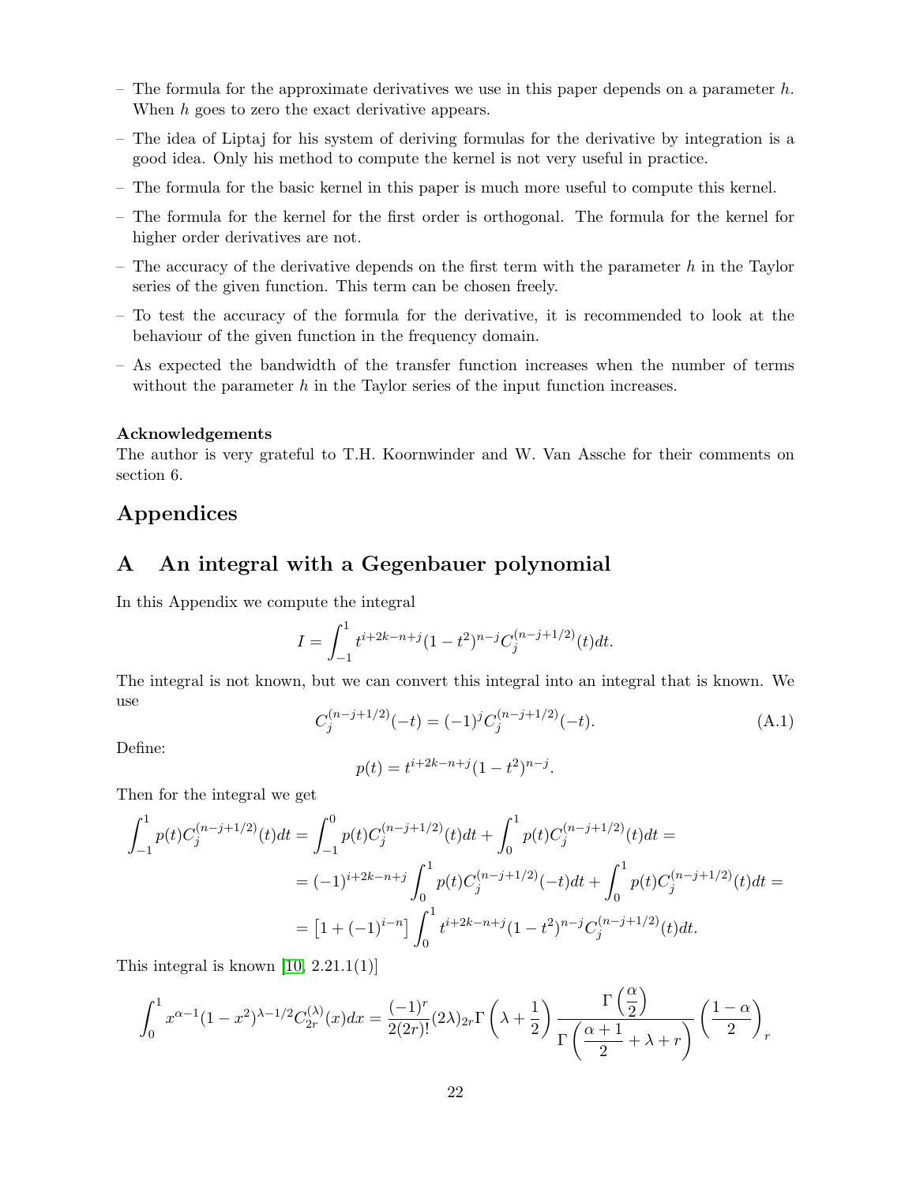– The formula for the approximate derivatives we use in this paper depends on a parameter $h$. When $h$ goes to zero the exact derivative appears.

– The idea of Liptaj for his system of deriving formulas for the derivative by integration is a good idea. Only his method to compute the kernel is not very useful in practice.

– The formula for the basic kernel in this paper is much more useful to compute this kernel.

– The formula for the kernel for the first order is orthogonal. The formula for the kernel for higher order derivatives are not.

– The accuracy of the derivative depends on the first term with the parameter $h$ in the Taylor series of the given function. This term can be chosen freely.

– To test the accuracy of the formula for the derivative, it is recommended to look at the behaviour of the given function in the frequency domain.

– As expected the bandwidth of the transfer function increases when the number of terms without the parameter $h$ in the Taylor series of the input function increases.

**Acknowledgements**

The author is very grateful to T.H. Koornwinder and W. Van Assche for their comments on section 6.

# Appendices

## A An integral with a Gegenbauer polynomial

In this Appendix we compute the integral

$$I = \int_{-1}^{1} t^{i+2k-n+j}(1-t^2)^{n-j} C_j^{(n-j+1/2)}(t)dt.$$

The integral is not known, but we can convert this integral into an integral that is known. We use

$$C_j^{(n-j+1/2)}(-t) = (-1)^j C_j^{(n-j+1/2)}(-t). \tag{A.1}$$

Define:

$$p(t) = t^{i+2k-n+j}(1-t^2)^{n-j}.$$

Then for the integral we get

$$\begin{aligned}
\int_{-1}^{1} p(t)C_j^{(n-j+1/2)}(t)dt &= \int_{-1}^{0} p(t)C_j^{(n-j+1/2)}(t)dt + \int_{0}^{1} p(t)C_j^{(n-j+1/2)}(t)dt = \\
&= (-1)^{i+2k-n+j}\int_{0}^{1} p(t)C_j^{(n-j+1/2)}(-t)dt + \int_{0}^{1} p(t)C_j^{(n-j+1/2)}(t)dt = \\
&= \left[1+(-1)^{i-n}\right]\int_{0}^{1} t^{i+2k-n+j}(1-t^2)^{n-j} C_j^{(n-j+1/2)}(t)dt.
\end{aligned}$$

This integral is known [10, 2.21.1(1)]

$$\int_{0}^{1} x^{\alpha-1}(1-x^2)^{\lambda-1/2} C_{2r}^{(\lambda)}(x)dx = \frac{(-1)^r}{2(2r)!}(2\lambda)_{2r}\Gamma\left(\lambda+\frac{1}{2}\right)\frac{\Gamma\left(\dfrac{\alpha}{2}\right)}{\Gamma\left(\dfrac{\alpha+1}{2}+\lambda+r\right)}\left(\frac{1-\alpha}{2}\right)_r$$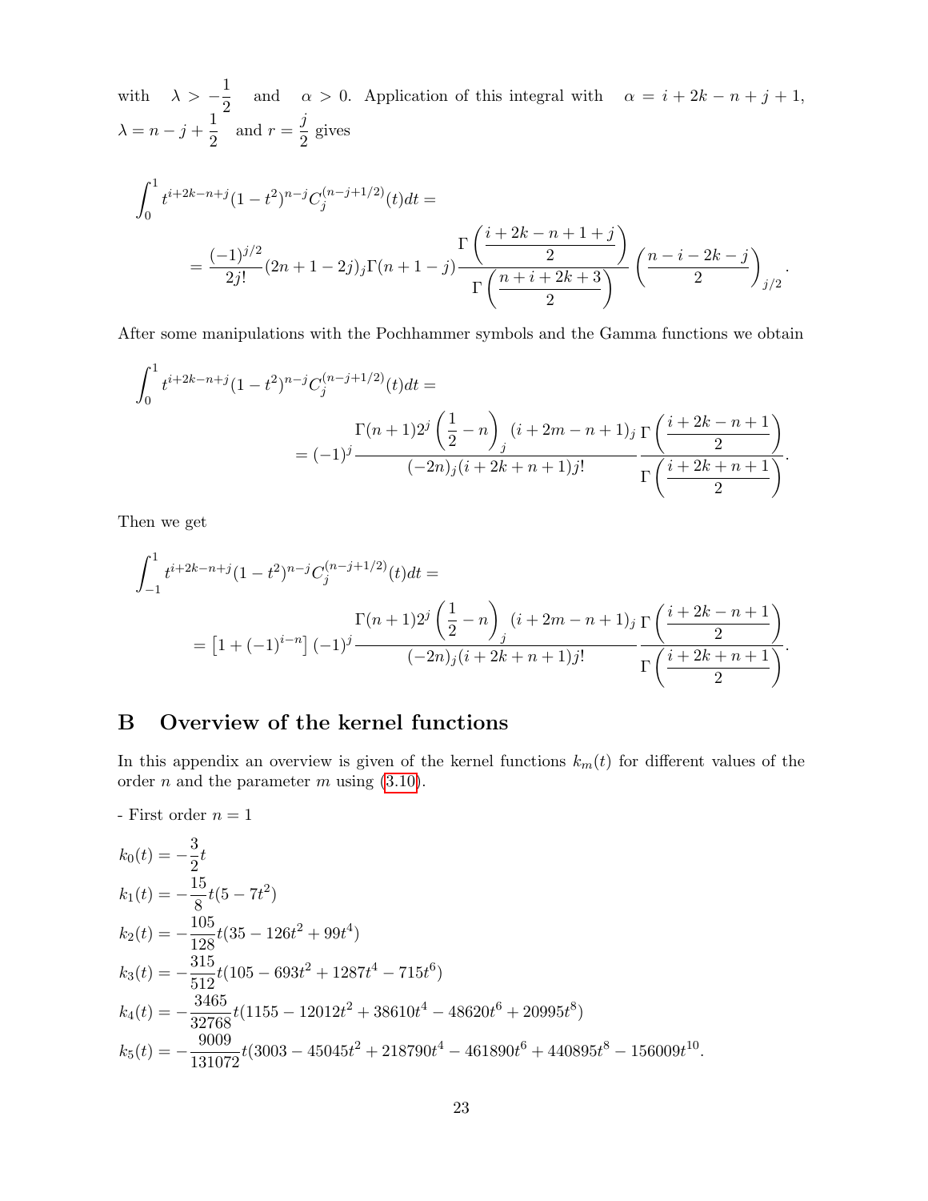with $\lambda > -\dfrac{1}{2}$ and $\alpha > 0$. Application of this integral with $\alpha = i + 2k - n + j + 1$, $\lambda = n - j + \dfrac{1}{2}$ and $r = \dfrac{j}{2}$ gives

$$
\int_0^1 t^{i+2k-n+j}(1-t^2)^{n-j} C_j^{(n-j+1/2)}(t)dt =
$$

$$
= \frac{(-1)^{j/2}}{2j!}(2n+1-2j)_j \Gamma(n+1-j) \frac{\Gamma\left(\dfrac{i+2k-n+1+j}{2}\right)}{\Gamma\left(\dfrac{n+i+2k+3}{2}\right)} \left(\frac{n-i-2k-j}{2}\right)_{j/2}.
$$

After some manipulations with the Pochhammer symbols and the Gamma functions we obtain

$$
\int_0^1 t^{i+2k-n+j}(1-t^2)^{n-j} C_j^{(n-j+1/2)}(t)dt =
$$

$$
= (-1)^j \frac{\Gamma(n+1) 2^j \left(\dfrac{1}{2}-n\right)_j (i+2m-n+1)_j}{(-2n)_j (i+2k+n+1) j!} \frac{\Gamma\left(\dfrac{i+2k-n+1}{2}\right)}{\Gamma\left(\dfrac{i+2k+n+1}{2}\right)}.
$$

Then we get

$$
\int_{-1}^1 t^{i+2k-n+j}(1-t^2)^{n-j} C_j^{(n-j+1/2)}(t)dt =
$$

$$
= \left[1+(-1)^{i-n}\right](-1)^j \frac{\Gamma(n+1) 2^j \left(\dfrac{1}{2}-n\right)_j (i+2m-n+1)_j}{(-2n)_j (i+2k+n+1) j!} \frac{\Gamma\left(\dfrac{i+2k-n+1}{2}\right)}{\Gamma\left(\dfrac{i+2k+n+1}{2}\right)}.
$$

# B Overview of the kernel functions

In this appendix an overview is given of the kernel functions $k_m(t)$ for different values of the order $n$ and the parameter $m$ using (3.10).

- First order $n = 1$

$k_0(t) = -\dfrac{3}{2}t$

$k_1(t) = -\dfrac{15}{8}t(5 - 7t^2)$

$k_2(t) = -\dfrac{105}{128}t(35 - 126t^2 + 99t^4)$

$k_3(t) = -\dfrac{315}{512}t(105 - 693t^2 + 1287t^4 - 715t^6)$

$k_4(t) = -\dfrac{3465}{32768}t(1155 - 12012t^2 + 38610t^4 - 48620t^6 + 20995t^8)$

$k_5(t) = -\dfrac{9009}{131072}t(3003 - 45045t^2 + 218790t^4 - 461890t^6 + 440895t^8 - 156009t^{10}.$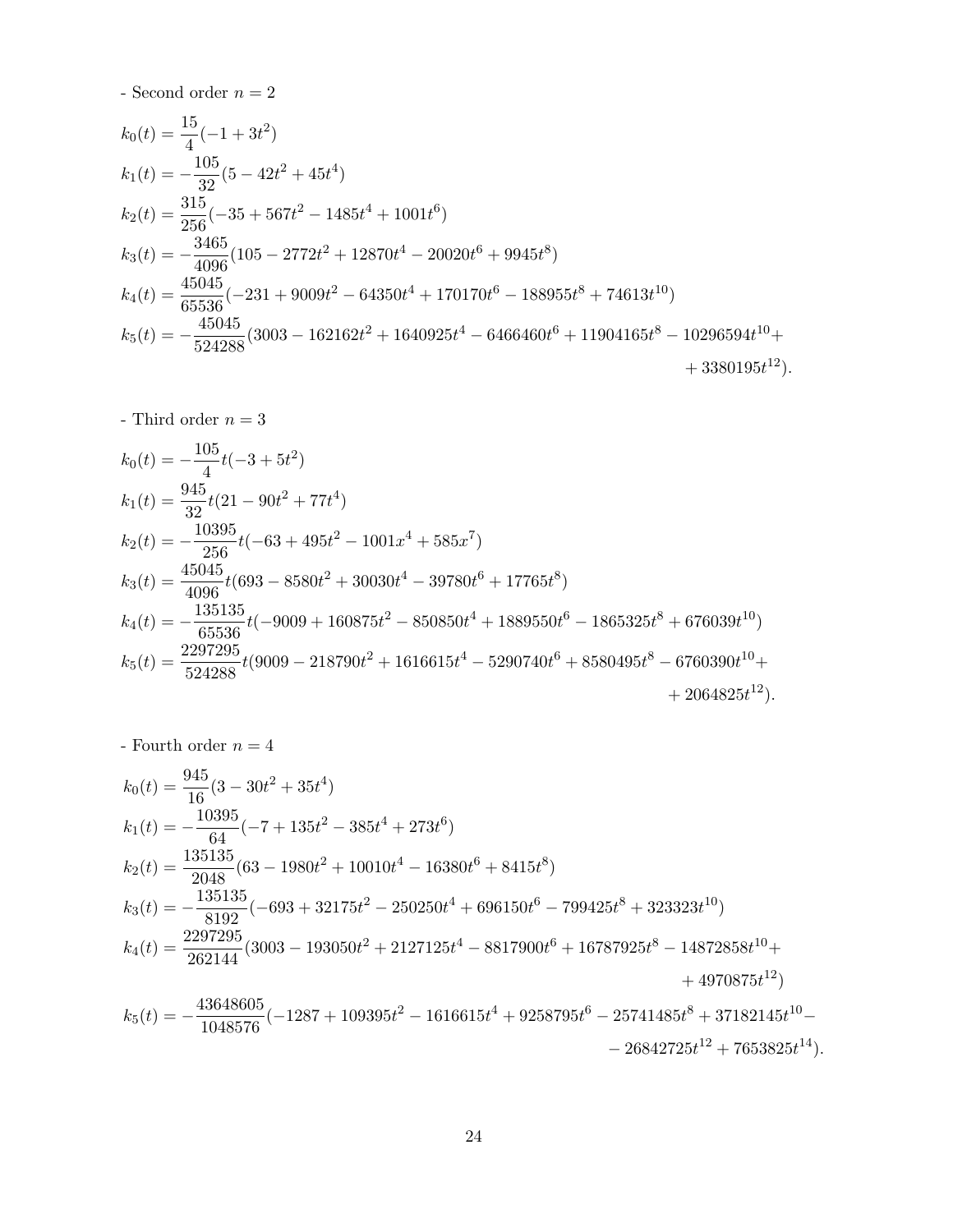- Second order $n = 2$

$$k_0(t) = \frac{15}{4}(-1 + 3t^2)$$

$$k_1(t) = -\frac{105}{32}(5 - 42t^2 + 45t^4)$$

$$k_2(t) = \frac{315}{256}(-35 + 567t^2 - 1485t^4 + 1001t^6)$$

$$k_3(t) = -\frac{3465}{4096}(105 - 2772t^2 + 12870t^4 - 20020t^6 + 9945t^8)$$

$$k_4(t) = \frac{45045}{65536}(-231 + 9009t^2 - 64350t^4 + 170170t^6 - 188955t^8 + 74613t^{10})$$

$$k_5(t) = -\frac{45045}{524288}(3003 - 162162t^2 + 1640925t^4 - 6466460t^6 + 11904165t^8 - 10296594t^{10} + \\ + 3380195t^{12}).$$

- Third order $n = 3$

$$k_0(t) = -\frac{105}{4}t(-3 + 5t^2)$$

$$k_1(t) = \frac{945}{32}t(21 - 90t^2 + 77t^4)$$

$$k_2(t) = -\frac{10395}{256}t(-63 + 495t^2 - 1001x^4 + 585x^7)$$

$$k_3(t) = \frac{45045}{4096}t(693 - 8580t^2 + 30030t^4 - 39780t^6 + 17765t^8)$$

$$k_4(t) = -\frac{135135}{65536}t(-9009 + 160875t^2 - 850850t^4 + 1889550t^6 - 1865325t^8 + 676039t^{10})$$

$$k_5(t) = \frac{2297295}{524288}t(9009 - 218790t^2 + 1616615t^4 - 5290740t^6 + 8580495t^8 - 6760390t^{10} + \\ + 2064825t^{12}).$$

- Fourth order $n = 4$

$$k_0(t) = \frac{945}{16}(3 - 30t^2 + 35t^4)$$

$$k_1(t) = -\frac{10395}{64}(-7 + 135t^2 - 385t^4 + 273t^6)$$

$$k_2(t) = \frac{135135}{2048}(63 - 1980t^2 + 10010t^4 - 16380t^6 + 8415t^8)$$

$$k_3(t) = -\frac{135135}{8192}(-693 + 32175t^2 - 250250t^4 + 696150t^6 - 799425t^8 + 323323t^{10})$$

$$k_4(t) = \frac{2297295}{262144}(3003 - 193050t^2 + 2127125t^4 - 8817900t^6 + 16787925t^8 - 14872858t^{10} + \\ + 4970875t^{12})$$

$$k_5(t) = -\frac{43648605}{1048576}(-1287 + 109395t^2 - 1616615t^4 + 9258795t^6 - 25741485t^8 + 37182145t^{10} - \\ - 26842725t^{12} + 7653825t^{14}).$$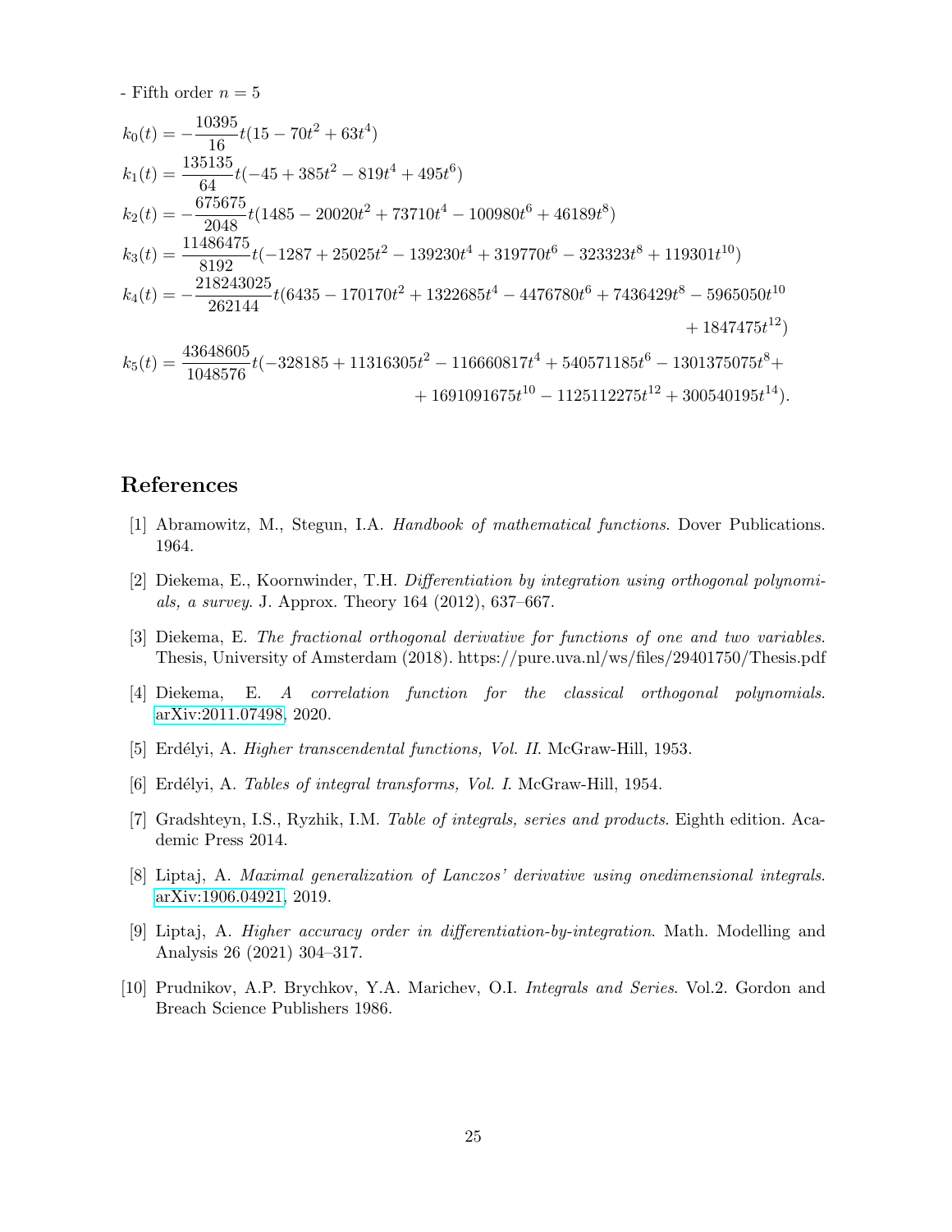- Fifth order $n = 5$

$$
\begin{aligned}
k_0(t) &= -\frac{10395}{16}t(15 - 70t^2 + 63t^4) \\
k_1(t) &= \frac{135135}{64}t(-45 + 385t^2 - 819t^4 + 495t^6) \\
k_2(t) &= -\frac{675675}{2048}t(1485 - 20020t^2 + 73710t^4 - 100980t^6 + 46189t^8) \\
k_3(t) &= \frac{11486475}{8192}t(-1287 + 25025t^2 - 139230t^4 + 319770t^6 - 323323t^8 + 119301t^{10}) \\
k_4(t) &= -\frac{218243025}{262144}t(6435 - 170170t^2 + 1322685t^4 - 4476780t^6 + 7436429t^8 - 5965050t^{10} \\
&\qquad + 1847475t^{12}) \\
k_5(t) &= \frac{43648605}{1048576}t(-328185 + 11316305t^2 - 116660817t^4 + 540571185t^6 - 1301375075t^8 + \\
&\qquad + 1691091675t^{10} - 1125112275t^{12} + 300540195t^{14}).
\end{aligned}
$$

## References

[1] Abramowitz, M., Stegun, I.A. *Handbook of mathematical functions*. Dover Publications. 1964.

[2] Diekema, E., Koornwinder, T.H. *Differentiation by integration using orthogonal polynomials, a survey*. J. Approx. Theory 164 (2012), 637–667.

[3] Diekema, E. *The fractional orthogonal derivative for functions of one and two variables*. Thesis, University of Amsterdam (2018). https://pure.uva.nl/ws/files/29401750/Thesis.pdf

[4] Diekema, E. *A correlation function for the classical orthogonal polynomials*. arXiv:2011.07498, 2020.

[5] Erdélyi, A. *Higher transcendental functions, Vol. II*. McGraw-Hill, 1953.

[6] Erdélyi, A. *Tables of integral transforms, Vol. I*. McGraw-Hill, 1954.

[7] Gradshteyn, I.S., Ryzhik, I.M. *Table of integrals, series and products*. Eighth edition. Academic Press 2014.

[8] Liptaj, A. *Maximal generalization of Lanczos' derivative using onedimensional integrals*. arXiv:1906.04921, 2019.

[9] Liptaj, A. *Higher accuracy order in differentiation-by-integration*. Math. Modelling and Analysis 26 (2021) 304–317.

[10] Prudnikov, A.P. Brychkov, Y.A. Marichev, O.I. *Integrals and Series*. Vol.2. Gordon and Breach Science Publishers 1986.